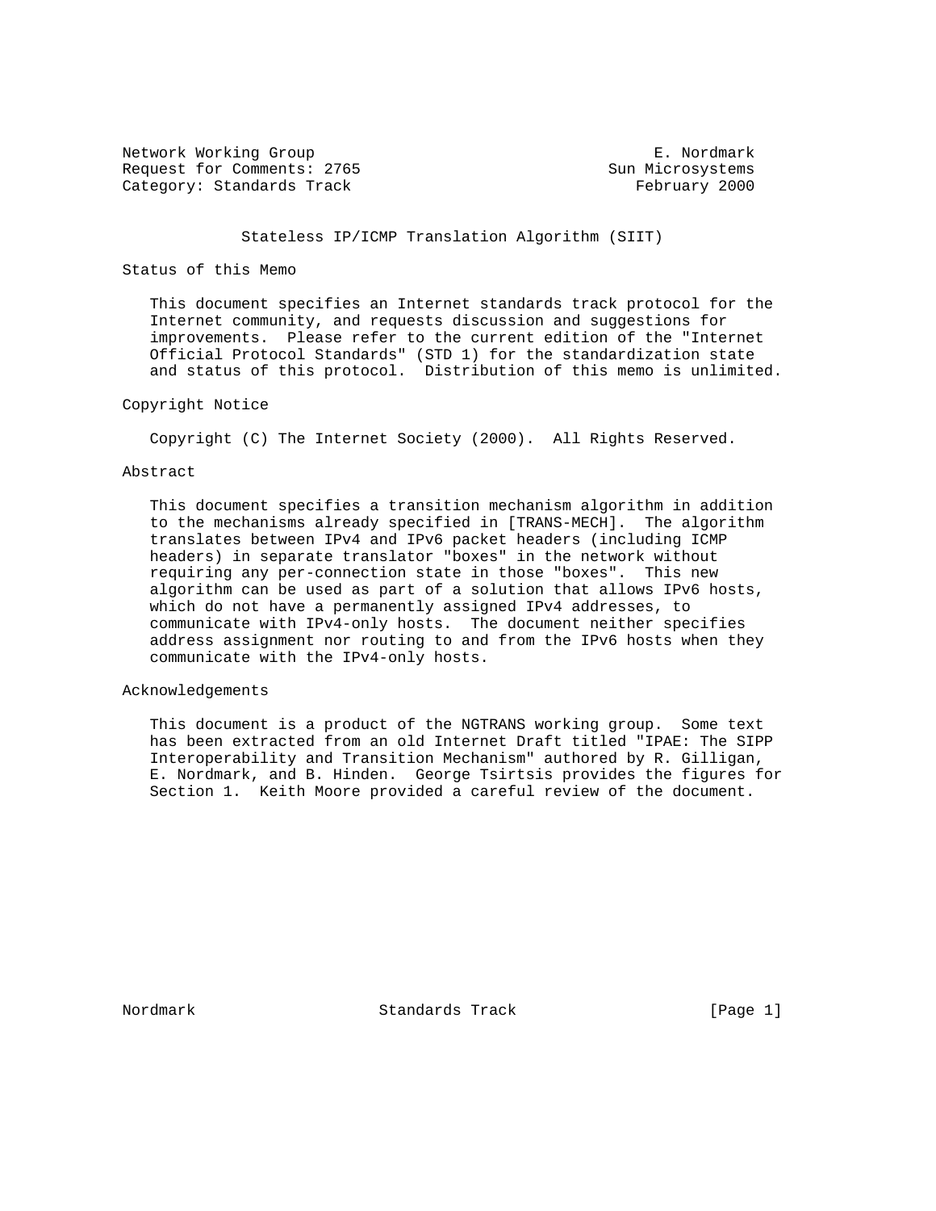Network Working Group E. Nordmark
Request for Comments: 2765 Sun Microsystems
Category: Standards Track February 2000

# Stateless IP/ICMP Translation Algorithm (SIIT)

## Status of this Memo

This document specifies an Internet standards track protocol for the Internet community, and requests discussion and suggestions for improvements. Please refer to the current edition of the "Internet Official Protocol Standards" (STD 1) for the standardization state and status of this protocol. Distribution of this memo is unlimited.

## Copyright Notice

Copyright (C) The Internet Society (2000). All Rights Reserved.

## Abstract

This document specifies a transition mechanism algorithm in addition to the mechanisms already specified in [TRANS-MECH]. The algorithm translates between IPv4 and IPv6 packet headers (including ICMP headers) in separate translator "boxes" in the network without requiring any per-connection state in those "boxes". This new algorithm can be used as part of a solution that allows IPv6 hosts, which do not have a permanently assigned IPv4 addresses, to communicate with IPv4-only hosts. The document neither specifies address assignment nor routing to and from the IPv6 hosts when they communicate with the IPv4-only hosts.

## Acknowledgements

This document is a product of the NGTRANS working group. Some text has been extracted from an old Internet Draft titled "IPAE: The SIPP Interoperability and Transition Mechanism" authored by R. Gilligan, E. Nordmark, and B. Hinden. George Tsirtsis provides the figures for Section 1. Keith Moore provided a careful review of the document.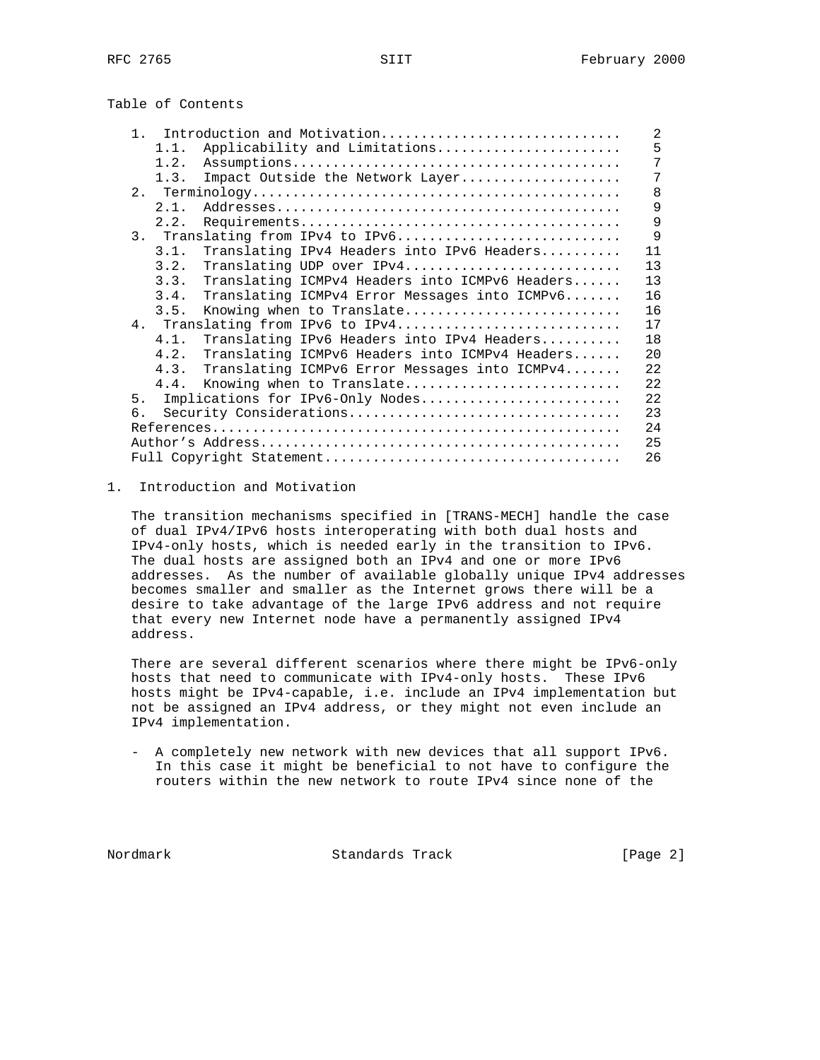Table of Contents

| | | |
|---|---|---|
| 1. | Introduction and Motivation | 2 |
| 1.1. | Applicability and Limitations | 5 |
| 1.2. | Assumptions | 7 |
| 1.3. | Impact Outside the Network Layer | 7 |
| 2. | Terminology | 8 |
| 2.1. | Addresses | 9 |
| 2.2. | Requirements | 9 |
| 3. | Translating from IPv4 to IPv6 | 9 |
| 3.1. | Translating IPv4 Headers into IPv6 Headers | 11 |
| 3.2. | Translating UDP over IPv4 | 13 |
| 3.3. | Translating ICMPv4 Headers into ICMPv6 Headers | 13 |
| 3.4. | Translating ICMPv4 Error Messages into ICMPv6 | 16 |
| 3.5. | Knowing when to Translate | 16 |
| 4. | Translating from IPv6 to IPv4 | 17 |
| 4.1. | Translating IPv6 Headers into IPv4 Headers | 18 |
| 4.2. | Translating ICMPv6 Headers into ICMPv4 Headers | 20 |
| 4.3. | Translating ICMPv6 Error Messages into ICMPv4 | 22 |
| 4.4. | Knowing when to Translate | 22 |
| 5. | Implications for IPv6-Only Nodes | 22 |
| 6. | Security Considerations | 23 |
| | References | 24 |
| | Author's Address | 25 |
| | Full Copyright Statement | 26 |

## 1. Introduction and Motivation

The transition mechanisms specified in [TRANS-MECH] handle the case of dual IPv4/IPv6 hosts interoperating with both dual hosts and IPv4-only hosts, which is needed early in the transition to IPv6. The dual hosts are assigned both an IPv4 and one or more IPv6 addresses. As the number of available globally unique IPv4 addresses becomes smaller and smaller as the Internet grows there will be a desire to take advantage of the large IPv6 address and not require that every new Internet node have a permanently assigned IPv4 address.

There are several different scenarios where there might be IPv6-only hosts that need to communicate with IPv4-only hosts. These IPv6 hosts might be IPv4-capable, i.e. include an IPv4 implementation but not be assigned an IPv4 address, or they might not even include an IPv4 implementation.

- A completely new network with new devices that all support IPv6. In this case it might be beneficial to not have to configure the routers within the new network to route IPv4 since none of the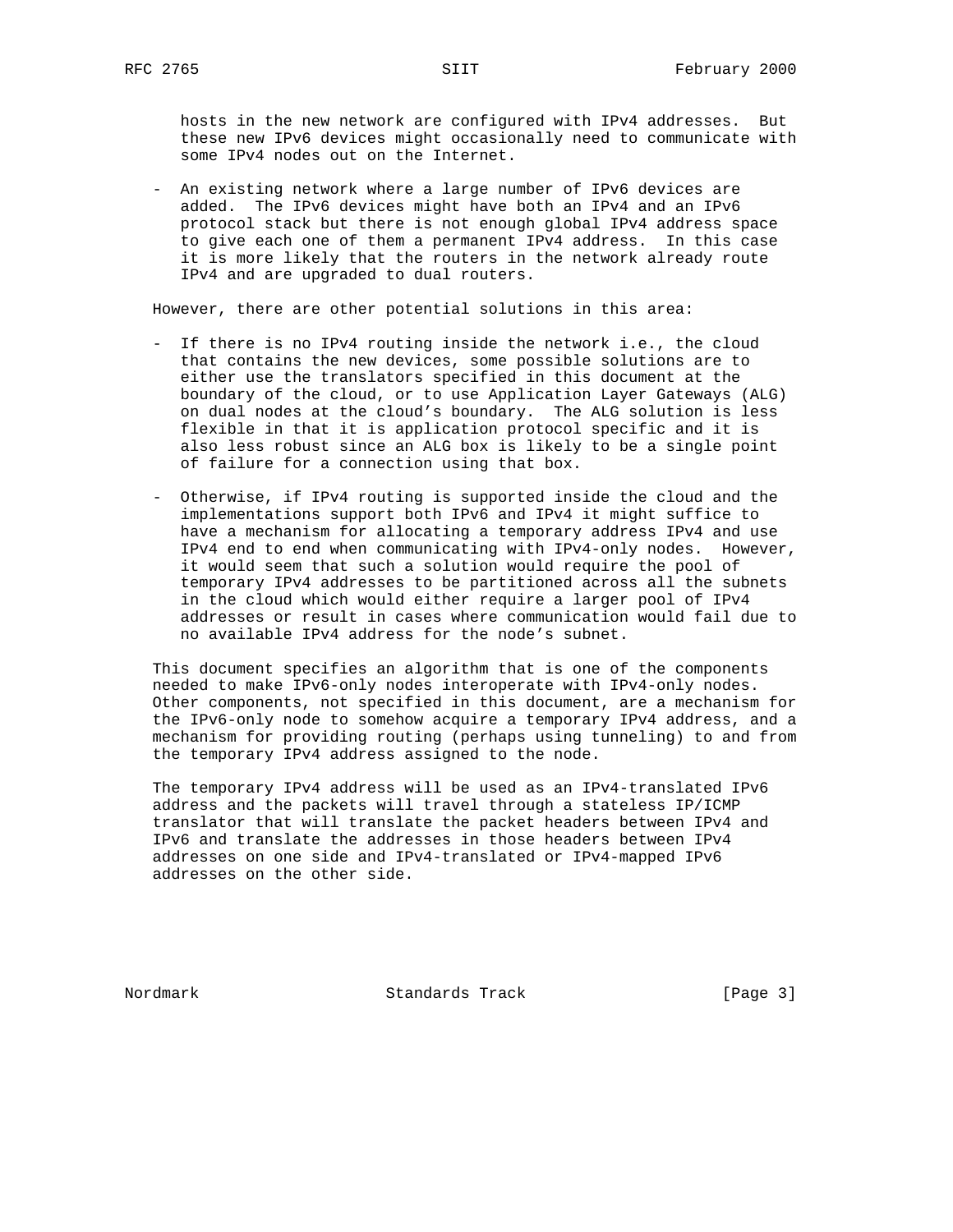hosts in the new network are configured with IPv4 addresses. But these new IPv6 devices might occasionally need to communicate with some IPv4 nodes out on the Internet.

- An existing network where a large number of IPv6 devices are added. The IPv6 devices might have both an IPv4 and an IPv6 protocol stack but there is not enough global IPv4 address space to give each one of them a permanent IPv4 address. In this case it is more likely that the routers in the network already route IPv4 and are upgraded to dual routers.

However, there are other potential solutions in this area:

- If there is no IPv4 routing inside the network i.e., the cloud that contains the new devices, some possible solutions are to either use the translators specified in this document at the boundary of the cloud, or to use Application Layer Gateways (ALG) on dual nodes at the cloud's boundary. The ALG solution is less flexible in that it is application protocol specific and it is also less robust since an ALG box is likely to be a single point of failure for a connection using that box.

- Otherwise, if IPv4 routing is supported inside the cloud and the implementations support both IPv6 and IPv4 it might suffice to have a mechanism for allocating a temporary address IPv4 and use IPv4 end to end when communicating with IPv4-only nodes. However, it would seem that such a solution would require the pool of temporary IPv4 addresses to be partitioned across all the subnets in the cloud which would either require a larger pool of IPv4 addresses or result in cases where communication would fail due to no available IPv4 address for the node's subnet.

This document specifies an algorithm that is one of the components needed to make IPv6-only nodes interoperate with IPv4-only nodes. Other components, not specified in this document, are a mechanism for the IPv6-only node to somehow acquire a temporary IPv4 address, and a mechanism for providing routing (perhaps using tunneling) to and from the temporary IPv4 address assigned to the node.

The temporary IPv4 address will be used as an IPv4-translated IPv6 address and the packets will travel through a stateless IP/ICMP translator that will translate the packet headers between IPv4 and IPv6 and translate the addresses in those headers between IPv4 addresses on one side and IPv4-translated or IPv4-mapped IPv6 addresses on the other side.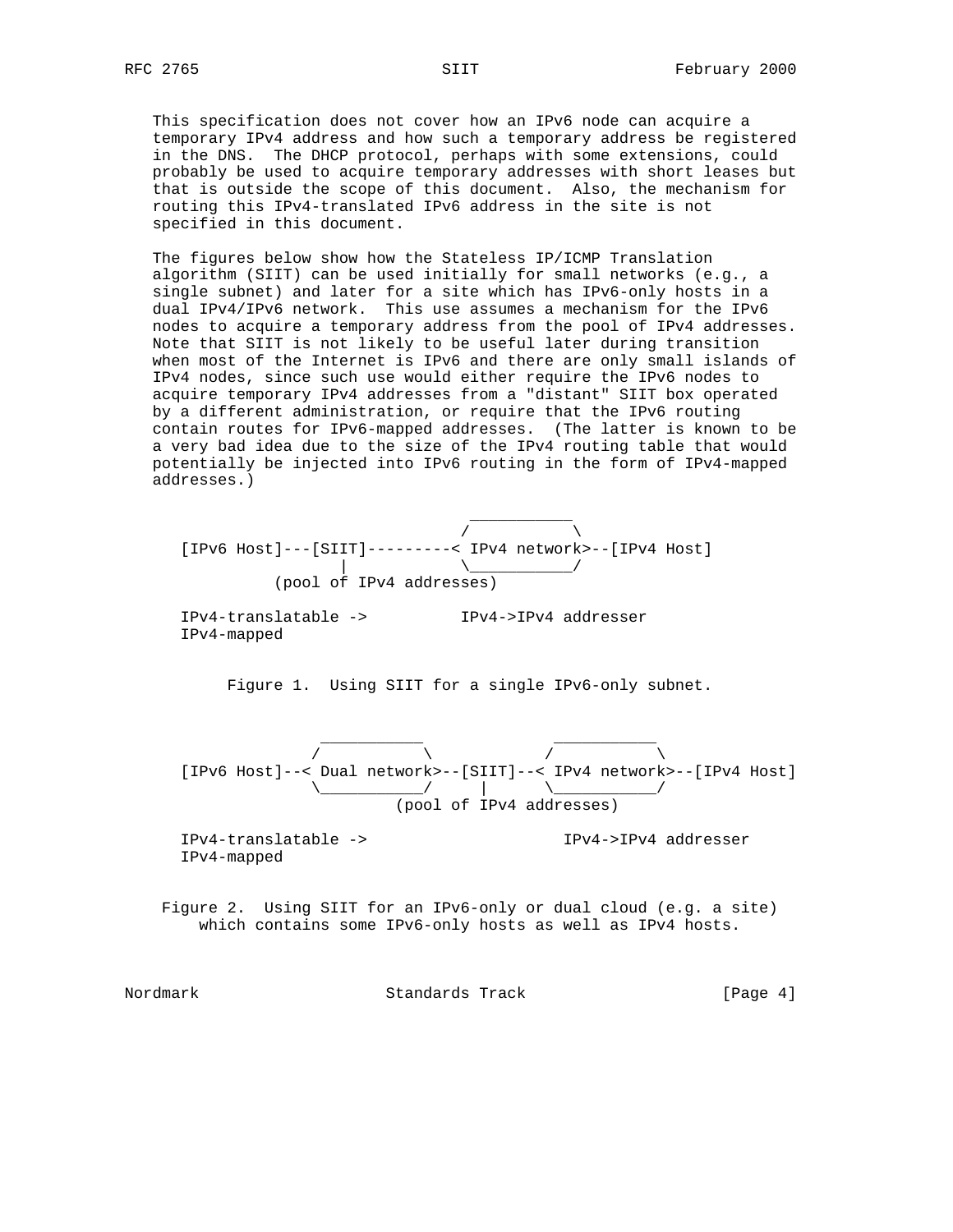This specification does not cover how an IPv6 node can acquire a temporary IPv4 address and how such a temporary address be registered in the DNS. The DHCP protocol, perhaps with some extensions, could probably be used to acquire temporary addresses with short leases but that is outside the scope of this document. Also, the mechanism for routing this IPv4-translated IPv6 address in the site is not specified in this document.

The figures below show how the Stateless IP/ICMP Translation algorithm (SIIT) can be used initially for small networks (e.g., a single subnet) and later for a site which has IPv6-only hosts in a dual IPv4/IPv6 network. This use assumes a mechanism for the IPv6 nodes to acquire a temporary address from the pool of IPv4 addresses. Note that SIIT is not likely to be useful later during transition when most of the Internet is IPv6 and there are only small islands of IPv4 nodes, since such use would either require the IPv6 nodes to acquire temporary IPv4 addresses from a "distant" SIIT box operated by a different administration, or require that the IPv6 routing contain routes for IPv6-mapped addresses. (The latter is known to be a very bad idea due to the size of the IPv4 routing table that would potentially be injected into IPv6 routing in the form of IPv4-mapped addresses.)

```
                                  ___________
                                 /           \
   [IPv6 Host]---[SIIT]---------< IPv4 network>--[IPv4 Host]
                    |            \___________/
             (pool of IPv4 addresses)

   IPv4-translatable ->          IPv4->IPv4 addresser
   IPv4-mapped
```

Figure 1. Using SIIT for a single IPv6-only subnet.

```
                ___________              ___________
               /           \            /           \
   [IPv6 Host]--< Dual network>--[SIIT]--< IPv4 network>--[IPv4 Host]
               \___________/     |      \___________/
                          (pool of IPv4 addresses)

   IPv4-translatable ->                     IPv4->IPv4 addresser
   IPv4-mapped
```

Figure 2. Using SIIT for an IPv6-only or dual cloud (e.g. a site) which contains some IPv6-only hosts as well as IPv4 hosts.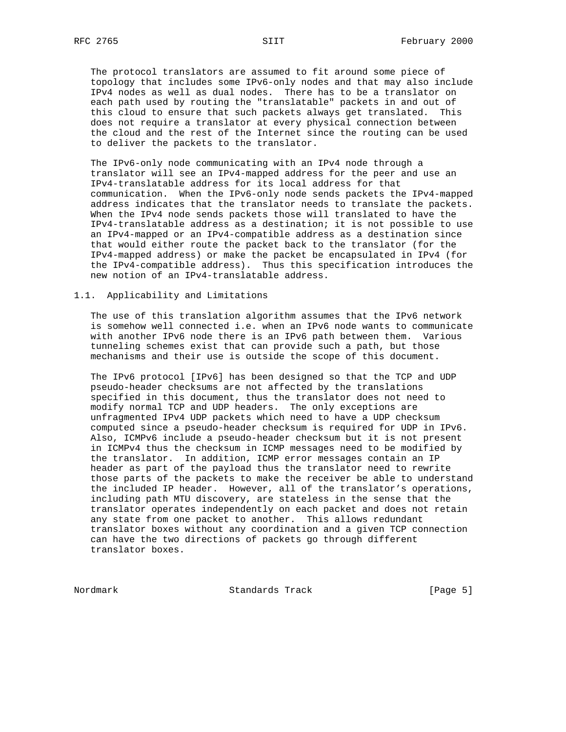The protocol translators are assumed to fit around some piece of topology that includes some IPv6-only nodes and that may also include IPv4 nodes as well as dual nodes. There has to be a translator on each path used by routing the "translatable" packets in and out of this cloud to ensure that such packets always get translated. This does not require a translator at every physical connection between the cloud and the rest of the Internet since the routing can be used to deliver the packets to the translator.

The IPv6-only node communicating with an IPv4 node through a translator will see an IPv4-mapped address for the peer and use an IPv4-translatable address for its local address for that communication. When the IPv6-only node sends packets the IPv4-mapped address indicates that the translator needs to translate the packets. When the IPv4 node sends packets those will translated to have the IPv4-translatable address as a destination; it is not possible to use an IPv4-mapped or an IPv4-compatible address as a destination since that would either route the packet back to the translator (for the IPv4-mapped address) or make the packet be encapsulated in IPv4 (for the IPv4-compatible address). Thus this specification introduces the new notion of an IPv4-translatable address.

## 1.1. Applicability and Limitations

The use of this translation algorithm assumes that the IPv6 network is somehow well connected i.e. when an IPv6 node wants to communicate with another IPv6 node there is an IPv6 path between them. Various tunneling schemes exist that can provide such a path, but those mechanisms and their use is outside the scope of this document.

The IPv6 protocol [IPv6] has been designed so that the TCP and UDP pseudo-header checksums are not affected by the translations specified in this document, thus the translator does not need to modify normal TCP and UDP headers. The only exceptions are unfragmented IPv4 UDP packets which need to have a UDP checksum computed since a pseudo-header checksum is required for UDP in IPv6. Also, ICMPv6 include a pseudo-header checksum but it is not present in ICMPv4 thus the checksum in ICMP messages need to be modified by the translator. In addition, ICMP error messages contain an IP header as part of the payload thus the translator need to rewrite those parts of the packets to make the receiver be able to understand the included IP header. However, all of the translator's operations, including path MTU discovery, are stateless in the sense that the translator operates independently on each packet and does not retain any state from one packet to another. This allows redundant translator boxes without any coordination and a given TCP connection can have the two directions of packets go through different translator boxes.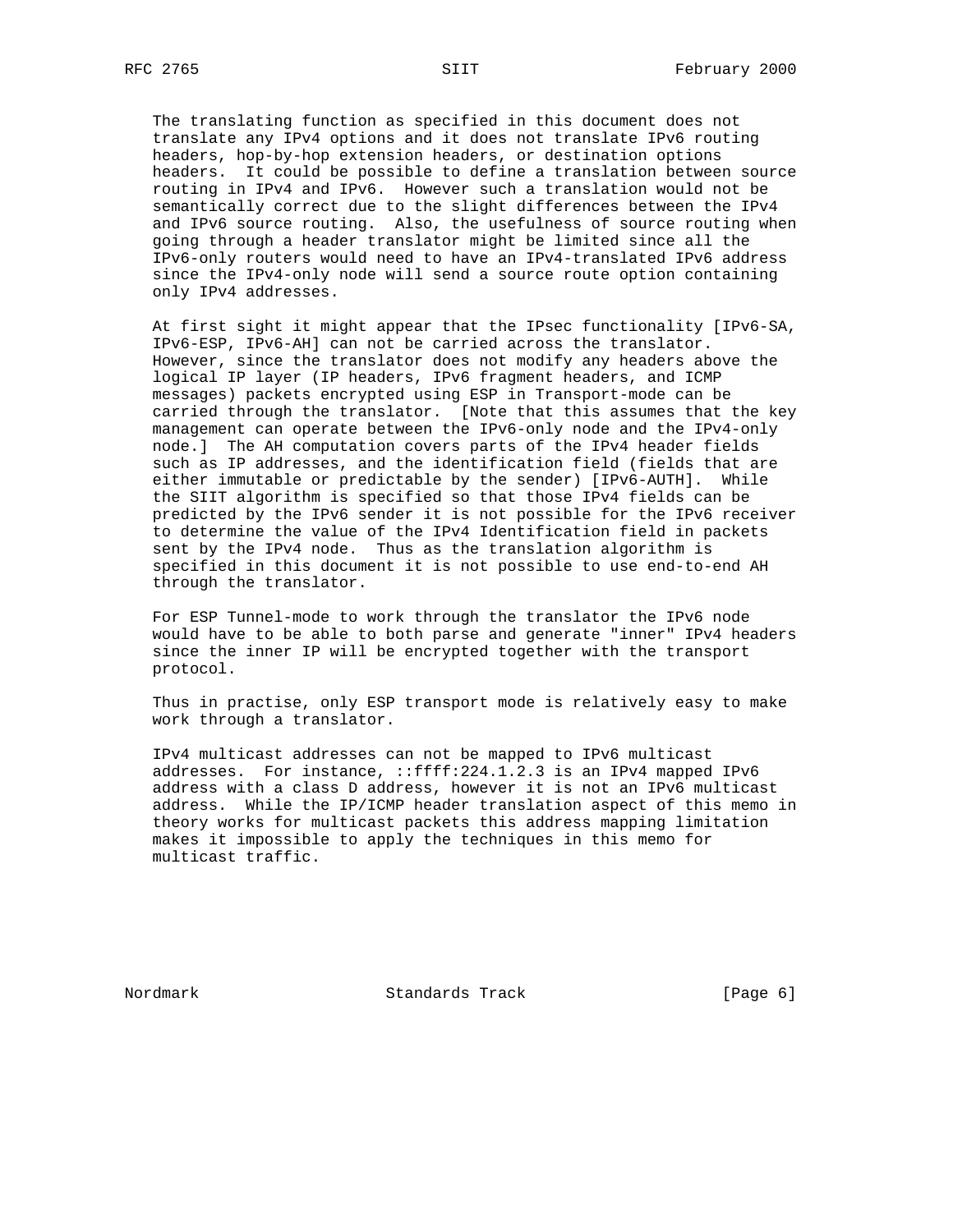The translating function as specified in this document does not translate any IPv4 options and it does not translate IPv6 routing headers, hop-by-hop extension headers, or destination options headers. It could be possible to define a translation between source routing in IPv4 and IPv6. However such a translation would not be semantically correct due to the slight differences between the IPv4 and IPv6 source routing. Also, the usefulness of source routing when going through a header translator might be limited since all the IPv6-only routers would need to have an IPv4-translated IPv6 address since the IPv4-only node will send a source route option containing only IPv4 addresses.

At first sight it might appear that the IPsec functionality [IPv6-SA, IPv6-ESP, IPv6-AH] can not be carried across the translator. However, since the translator does not modify any headers above the logical IP layer (IP headers, IPv6 fragment headers, and ICMP messages) packets encrypted using ESP in Transport-mode can be carried through the translator. [Note that this assumes that the key management can operate between the IPv6-only node and the IPv4-only node.] The AH computation covers parts of the IPv4 header fields such as IP addresses, and the identification field (fields that are either immutable or predictable by the sender) [IPv6-AUTH]. While the SIIT algorithm is specified so that those IPv4 fields can be predicted by the IPv6 sender it is not possible for the IPv6 receiver to determine the value of the IPv4 Identification field in packets sent by the IPv4 node. Thus as the translation algorithm is specified in this document it is not possible to use end-to-end AH through the translator.

For ESP Tunnel-mode to work through the translator the IPv6 node would have to be able to both parse and generate "inner" IPv4 headers since the inner IP will be encrypted together with the transport protocol.

Thus in practise, only ESP transport mode is relatively easy to make work through a translator.

IPv4 multicast addresses can not be mapped to IPv6 multicast addresses. For instance, ::ffff:224.1.2.3 is an IPv4 mapped IPv6 address with a class D address, however it is not an IPv6 multicast address. While the IP/ICMP header translation aspect of this memo in theory works for multicast packets this address mapping limitation makes it impossible to apply the techniques in this memo for multicast traffic.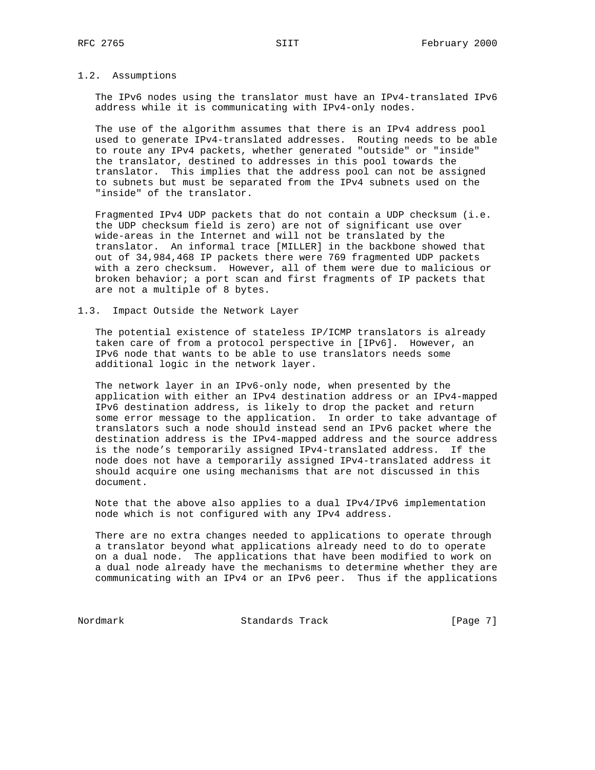### 1.2. Assumptions

The IPv6 nodes using the translator must have an IPv4-translated IPv6 address while it is communicating with IPv4-only nodes.

The use of the algorithm assumes that there is an IPv4 address pool used to generate IPv4-translated addresses. Routing needs to be able to route any IPv4 packets, whether generated "outside" or "inside" the translator, destined to addresses in this pool towards the translator. This implies that the address pool can not be assigned to subnets but must be separated from the IPv4 subnets used on the "inside" of the translator.

Fragmented IPv4 UDP packets that do not contain a UDP checksum (i.e. the UDP checksum field is zero) are not of significant use over wide-areas in the Internet and will not be translated by the translator. An informal trace [MILLER] in the backbone showed that out of 34,984,468 IP packets there were 769 fragmented UDP packets with a zero checksum. However, all of them were due to malicious or broken behavior; a port scan and first fragments of IP packets that are not a multiple of 8 bytes.

### 1.3. Impact Outside the Network Layer

The potential existence of stateless IP/ICMP translators is already taken care of from a protocol perspective in [IPv6]. However, an IPv6 node that wants to be able to use translators needs some additional logic in the network layer.

The network layer in an IPv6-only node, when presented by the application with either an IPv4 destination address or an IPv4-mapped IPv6 destination address, is likely to drop the packet and return some error message to the application. In order to take advantage of translators such a node should instead send an IPv6 packet where the destination address is the IPv4-mapped address and the source address is the node's temporarily assigned IPv4-translated address. If the node does not have a temporarily assigned IPv4-translated address it should acquire one using mechanisms that are not discussed in this document.

Note that the above also applies to a dual IPv4/IPv6 implementation node which is not configured with any IPv4 address.

There are no extra changes needed to applications to operate through a translator beyond what applications already need to do to operate on a dual node. The applications that have been modified to work on a dual node already have the mechanisms to determine whether they are communicating with an IPv4 or an IPv6 peer. Thus if the applications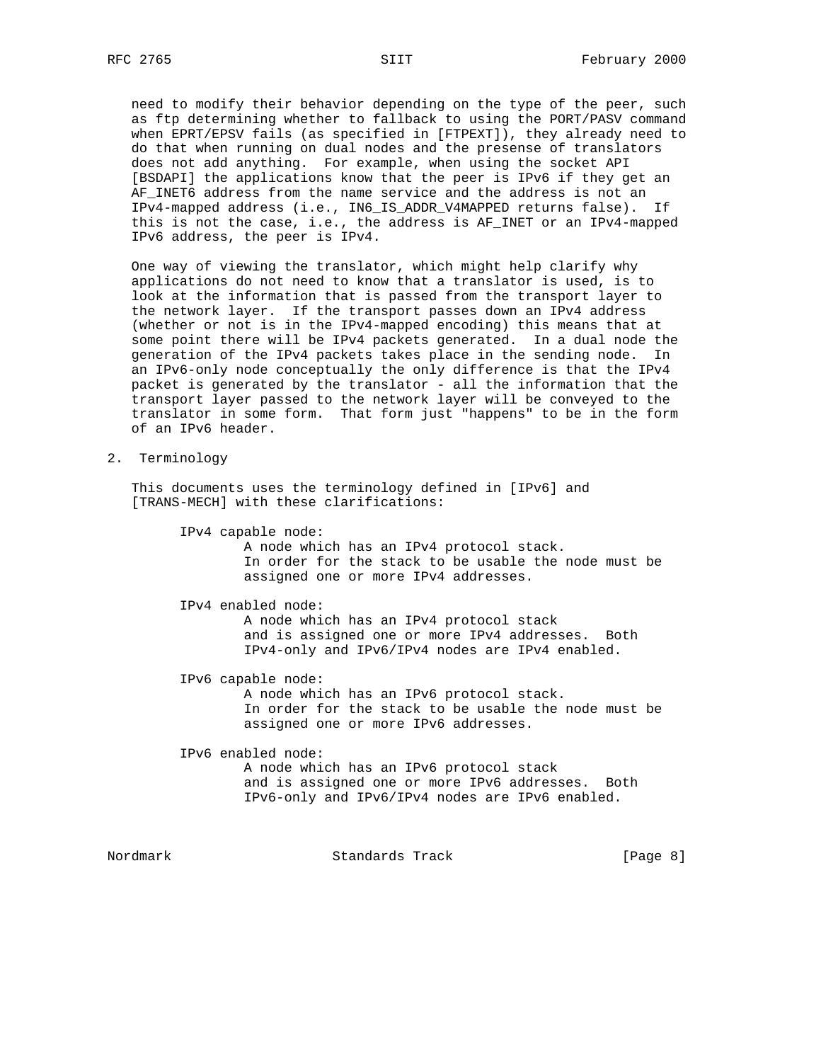need to modify their behavior depending on the type of the peer, such as ftp determining whether to fallback to using the PORT/PASV command when EPRT/EPSV fails (as specified in [FTPEXT]), they already need to do that when running on dual nodes and the presense of translators does not add anything. For example, when using the socket API [BSDAPI] the applications know that the peer is IPv6 if they get an AF_INET6 address from the name service and the address is not an IPv4-mapped address (i.e., IN6_IS_ADDR_V4MAPPED returns false). If this is not the case, i.e., the address is AF_INET or an IPv4-mapped IPv6 address, the peer is IPv4.

One way of viewing the translator, which might help clarify why applications do not need to know that a translator is used, is to look at the information that is passed from the transport layer to the network layer. If the transport passes down an IPv4 address (whether or not is in the IPv4-mapped encoding) this means that at some point there will be IPv4 packets generated. In a dual node the generation of the IPv4 packets takes place in the sending node. In an IPv6-only node conceptually the only difference is that the IPv4 packet is generated by the translator - all the information that the transport layer passed to the network layer will be conveyed to the translator in some form. That form just "happens" to be in the form of an IPv6 header.

## 2. Terminology

This documents uses the terminology defined in [IPv6] and [TRANS-MECH] with these clarifications:

IPv4 capable node:
: A node which has an IPv4 protocol stack. In order for the stack to be usable the node must be assigned one or more IPv4 addresses.

IPv4 enabled node:
: A node which has an IPv4 protocol stack and is assigned one or more IPv4 addresses. Both IPv4-only and IPv6/IPv4 nodes are IPv4 enabled.

IPv6 capable node:
: A node which has an IPv6 protocol stack. In order for the stack to be usable the node must be assigned one or more IPv6 addresses.

IPv6 enabled node:
: A node which has an IPv6 protocol stack and is assigned one or more IPv6 addresses. Both IPv6-only and IPv6/IPv4 nodes are IPv6 enabled.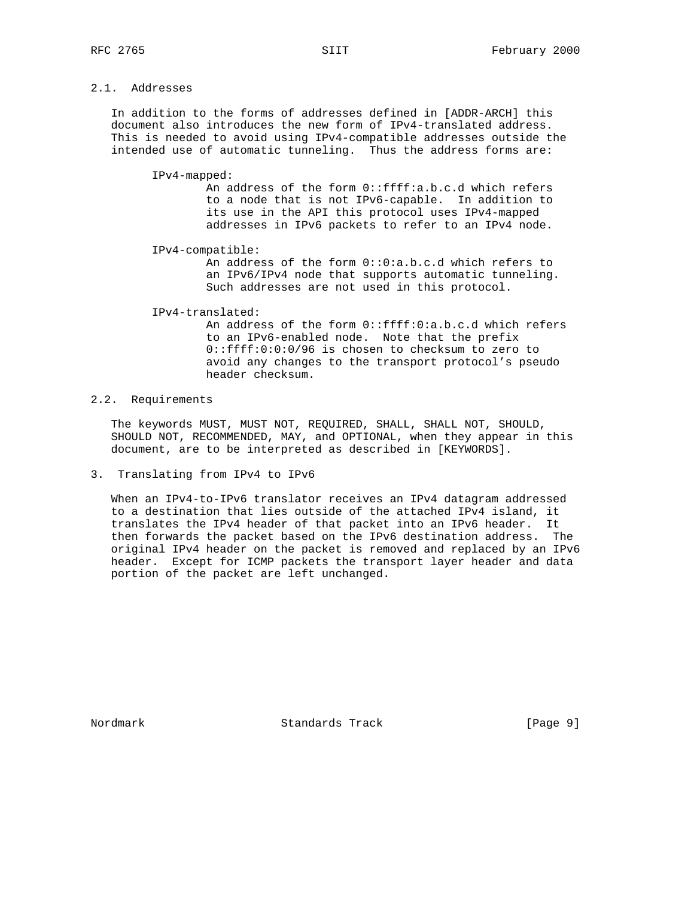## 2.1. Addresses

In addition to the forms of addresses defined in [ADDR-ARCH] this document also introduces the new form of IPv4-translated address. This is needed to avoid using IPv4-compatible addresses outside the intended use of automatic tunneling. Thus the address forms are:

IPv4-mapped:
An address of the form 0::ffff:a.b.c.d which refers to a node that is not IPv6-capable. In addition to its use in the API this protocol uses IPv4-mapped addresses in IPv6 packets to refer to an IPv4 node.

IPv4-compatible:
An address of the form 0::0:a.b.c.d which refers to an IPv6/IPv4 node that supports automatic tunneling. Such addresses are not used in this protocol.

IPv4-translated:
An address of the form 0::ffff:0:a.b.c.d which refers to an IPv6-enabled node. Note that the prefix 0::ffff:0:0:0/96 is chosen to checksum to zero to avoid any changes to the transport protocol's pseudo header checksum.

## 2.2. Requirements

The keywords MUST, MUST NOT, REQUIRED, SHALL, SHALL NOT, SHOULD, SHOULD NOT, RECOMMENDED, MAY, and OPTIONAL, when they appear in this document, are to be interpreted as described in [KEYWORDS].

# 3. Translating from IPv4 to IPv6

When an IPv4-to-IPv6 translator receives an IPv4 datagram addressed to a destination that lies outside of the attached IPv4 island, it translates the IPv4 header of that packet into an IPv6 header. It then forwards the packet based on the IPv6 destination address. The original IPv4 header on the packet is removed and replaced by an IPv6 header. Except for ICMP packets the transport layer header and data portion of the packet are left unchanged.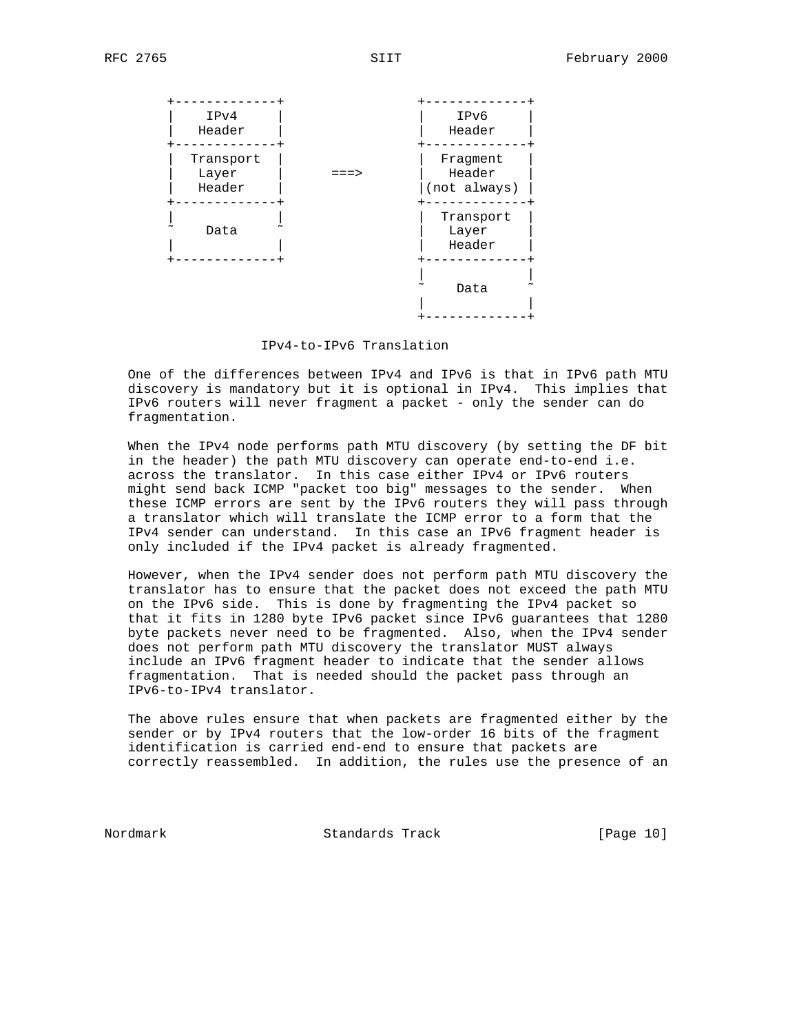```
+-------------+                 +-------------+
|    IPv4     |                 |    IPv6     |
|   Header    |                 |   Header    |
+-------------+                 +-------------+
|  Transport  |                 |  Fragment   |
|   Layer     |      ===>       |   Header    |
|   Header    |                 |(not always) |
+-------------+                 +-------------+
|             |                 |  Transport  |
~    Data     ~                 |   Layer     |
|             |                 |   Header    |
+-------------+                 +-------------+
                                |             |
                                ~    Data     ~
                                |             |
                                +-------------+
```

IPv4-to-IPv6 Translation

One of the differences between IPv4 and IPv6 is that in IPv6 path MTU discovery is mandatory but it is optional in IPv4. This implies that IPv6 routers will never fragment a packet - only the sender can do fragmentation.

When the IPv4 node performs path MTU discovery (by setting the DF bit in the header) the path MTU discovery can operate end-to-end i.e. across the translator. In this case either IPv4 or IPv6 routers might send back ICMP "packet too big" messages to the sender. When these ICMP errors are sent by the IPv6 routers they will pass through a translator which will translate the ICMP error to a form that the IPv4 sender can understand. In this case an IPv6 fragment header is only included if the IPv4 packet is already fragmented.

However, when the IPv4 sender does not perform path MTU discovery the translator has to ensure that the packet does not exceed the path MTU on the IPv6 side. This is done by fragmenting the IPv4 packet so that it fits in 1280 byte IPv6 packet since IPv6 guarantees that 1280 byte packets never need to be fragmented. Also, when the IPv4 sender does not perform path MTU discovery the translator MUST always include an IPv6 fragment header to indicate that the sender allows fragmentation. That is needed should the packet pass through an IPv6-to-IPv4 translator.

The above rules ensure that when packets are fragmented either by the sender or by IPv4 routers that the low-order 16 bits of the fragment identification is carried end-end to ensure that packets are correctly reassembled. In addition, the rules use the presence of an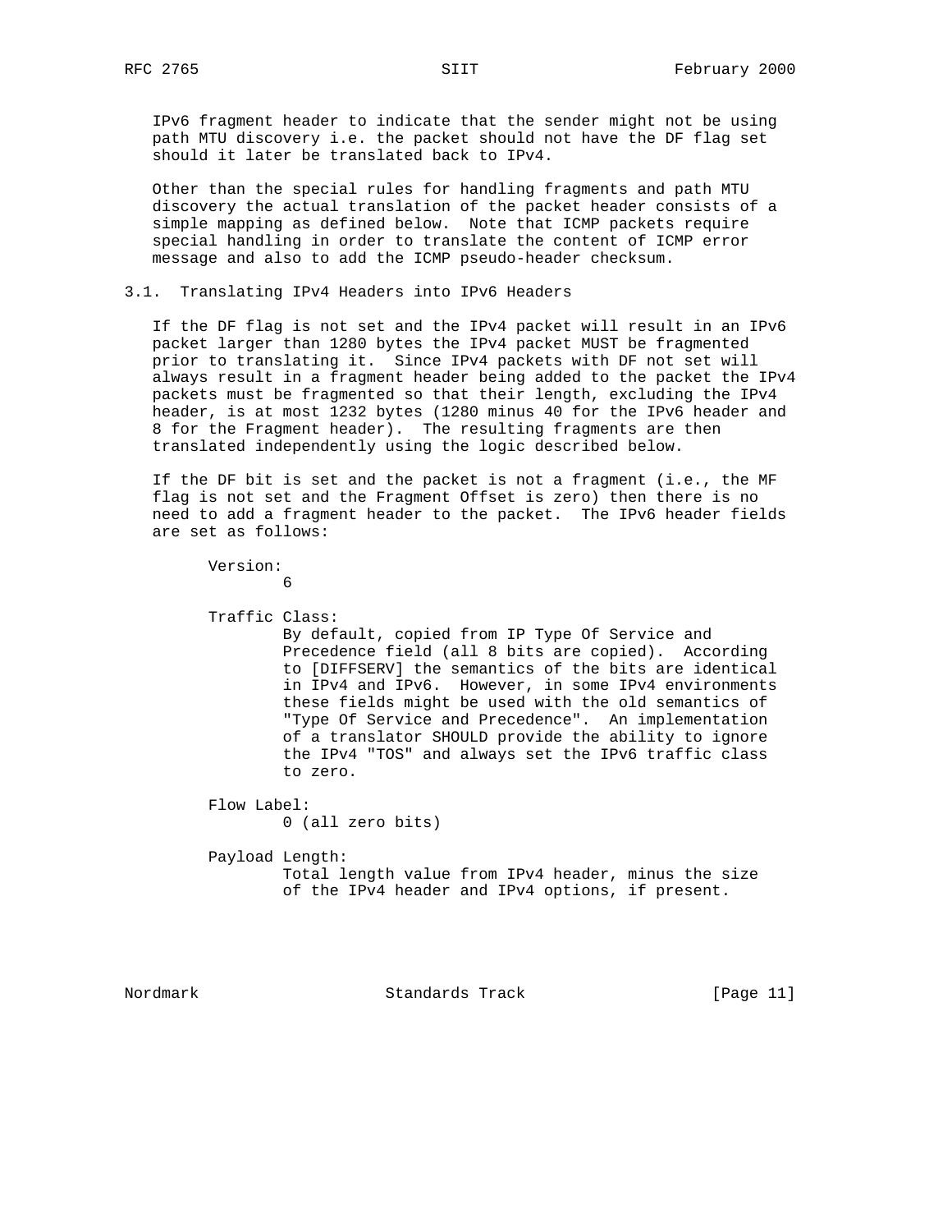IPv6 fragment header to indicate that the sender might not be using path MTU discovery i.e. the packet should not have the DF flag set should it later be translated back to IPv4.

Other than the special rules for handling fragments and path MTU discovery the actual translation of the packet header consists of a simple mapping as defined below. Note that ICMP packets require special handling in order to translate the content of ICMP error message and also to add the ICMP pseudo-header checksum.

## 3.1. Translating IPv4 Headers into IPv6 Headers

If the DF flag is not set and the IPv4 packet will result in an IPv6 packet larger than 1280 bytes the IPv4 packet MUST be fragmented prior to translating it. Since IPv4 packets with DF not set will always result in a fragment header being added to the packet the IPv4 packets must be fragmented so that their length, excluding the IPv4 header, is at most 1232 bytes (1280 minus 40 for the IPv6 header and 8 for the Fragment header). The resulting fragments are then translated independently using the logic described below.

If the DF bit is set and the packet is not a fragment (i.e., the MF flag is not set and the Fragment Offset is zero) then there is no need to add a fragment header to the packet. The IPv6 header fields are set as follows:

Version:
: 6

Traffic Class:
: By default, copied from IP Type Of Service and Precedence field (all 8 bits are copied). According to [DIFFSERV] the semantics of the bits are identical in IPv4 and IPv6. However, in some IPv4 environments these fields might be used with the old semantics of "Type Of Service and Precedence". An implementation of a translator SHOULD provide the ability to ignore the IPv4 "TOS" and always set the IPv6 traffic class to zero.

Flow Label:
: 0 (all zero bits)

Payload Length:
: Total length value from IPv4 header, minus the size of the IPv4 header and IPv4 options, if present.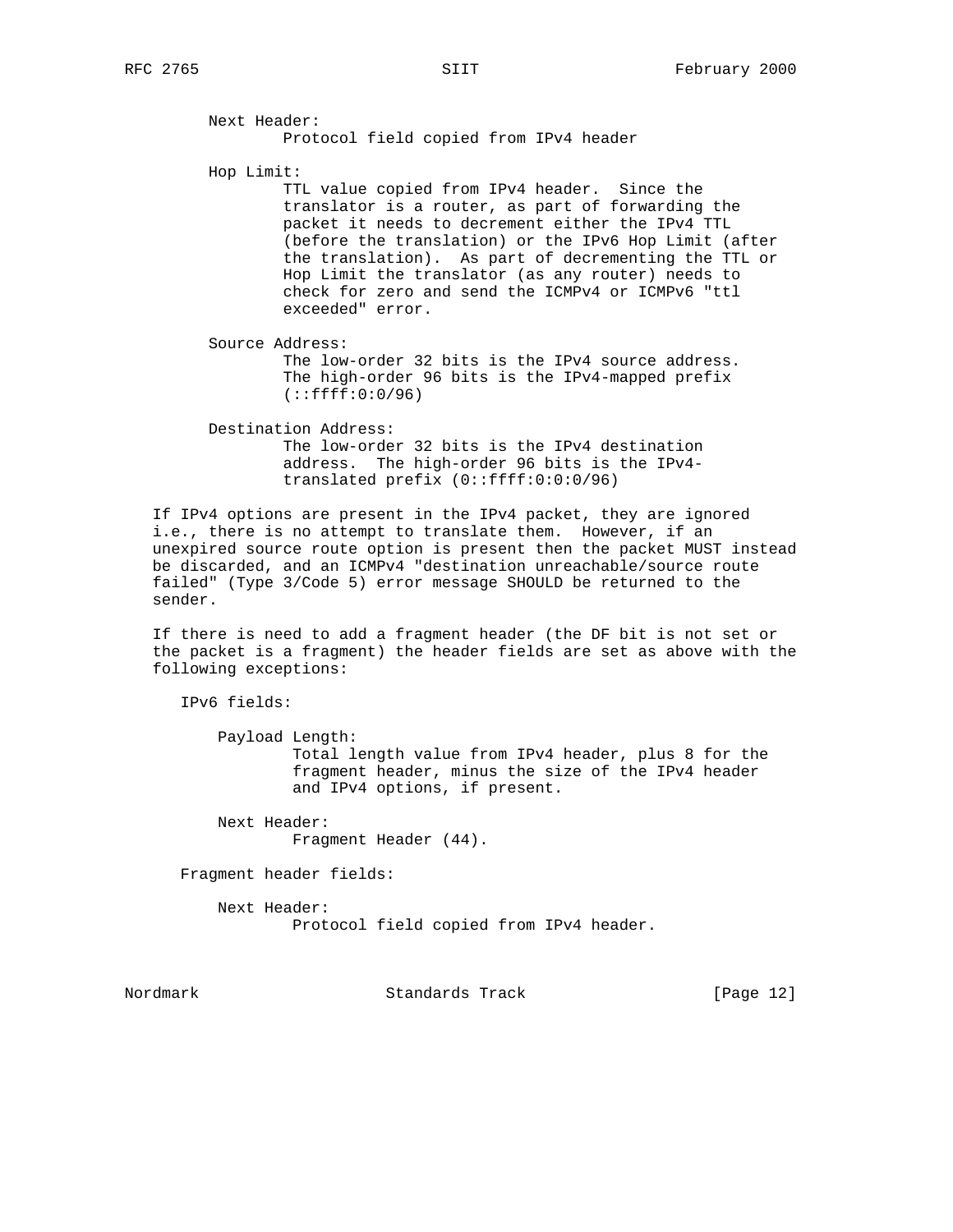Next Header:
Protocol field copied from IPv4 header

Hop Limit:
TTL value copied from IPv4 header. Since the translator is a router, as part of forwarding the packet it needs to decrement either the IPv4 TTL (before the translation) or the IPv6 Hop Limit (after the translation). As part of decrementing the TTL or Hop Limit the translator (as any router) needs to check for zero and send the ICMPv4 or ICMPv6 "ttl exceeded" error.

Source Address:
The low-order 32 bits is the IPv4 source address. The high-order 96 bits is the IPv4-mapped prefix (::ffff:0:0/96)

Destination Address:
The low-order 32 bits is the IPv4 destination address. The high-order 96 bits is the IPv4-translated prefix (0::ffff:0:0:0/96)

If IPv4 options are present in the IPv4 packet, they are ignored i.e., there is no attempt to translate them. However, if an unexpired source route option is present then the packet MUST instead be discarded, and an ICMPv4 "destination unreachable/source route failed" (Type 3/Code 5) error message SHOULD be returned to the sender.

If there is need to add a fragment header (the DF bit is not set or the packet is a fragment) the header fields are set as above with the following exceptions:

IPv6 fields:

Payload Length:
Total length value from IPv4 header, plus 8 for the fragment header, minus the size of the IPv4 header and IPv4 options, if present.

Next Header:
Fragment Header (44).

Fragment header fields:

Next Header:
Protocol field copied from IPv4 header.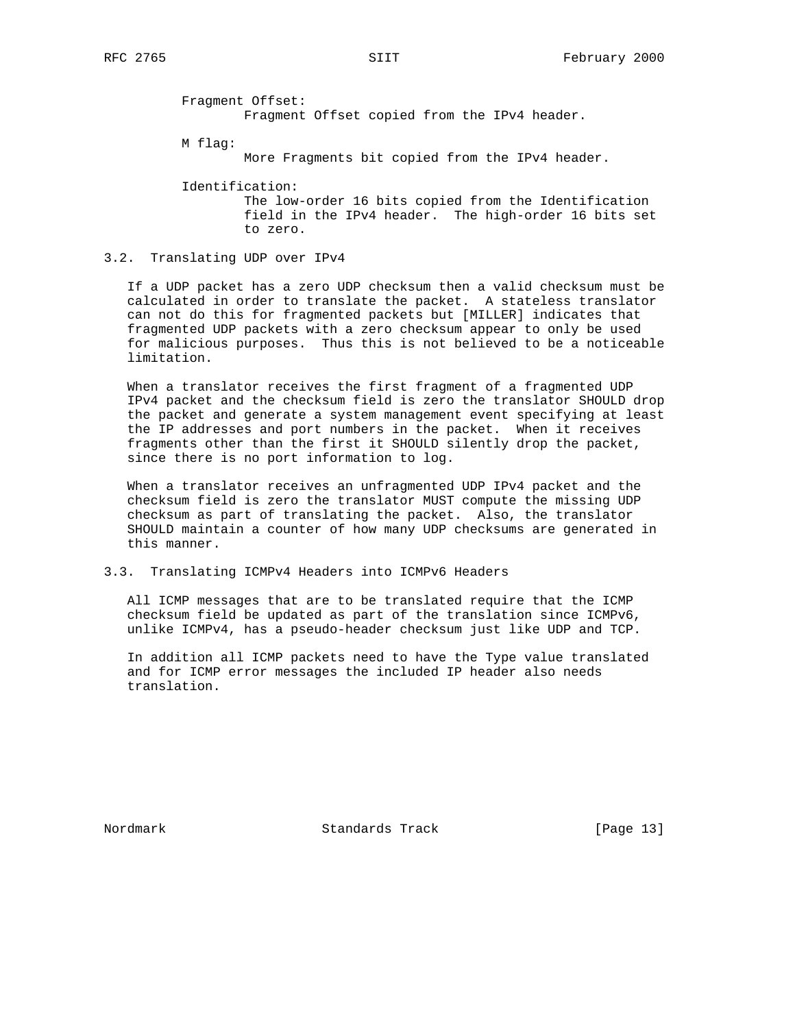Fragment Offset:
: Fragment Offset copied from the IPv4 header.

M flag:
: More Fragments bit copied from the IPv4 header.

Identification:
: The low-order 16 bits copied from the Identification field in the IPv4 header. The high-order 16 bits set to zero.

## 3.2. Translating UDP over IPv4

If a UDP packet has a zero UDP checksum then a valid checksum must be calculated in order to translate the packet. A stateless translator can not do this for fragmented packets but [MILLER] indicates that fragmented UDP packets with a zero checksum appear to only be used for malicious purposes. Thus this is not believed to be a noticeable limitation.

When a translator receives the first fragment of a fragmented UDP IPv4 packet and the checksum field is zero the translator SHOULD drop the packet and generate a system management event specifying at least the IP addresses and port numbers in the packet. When it receives fragments other than the first it SHOULD silently drop the packet, since there is no port information to log.

When a translator receives an unfragmented UDP IPv4 packet and the checksum field is zero the translator MUST compute the missing UDP checksum as part of translating the packet. Also, the translator SHOULD maintain a counter of how many UDP checksums are generated in this manner.

## 3.3. Translating ICMPv4 Headers into ICMPv6 Headers

All ICMP messages that are to be translated require that the ICMP checksum field be updated as part of the translation since ICMPv6, unlike ICMPv4, has a pseudo-header checksum just like UDP and TCP.

In addition all ICMP packets need to have the Type value translated and for ICMP error messages the included IP header also needs translation.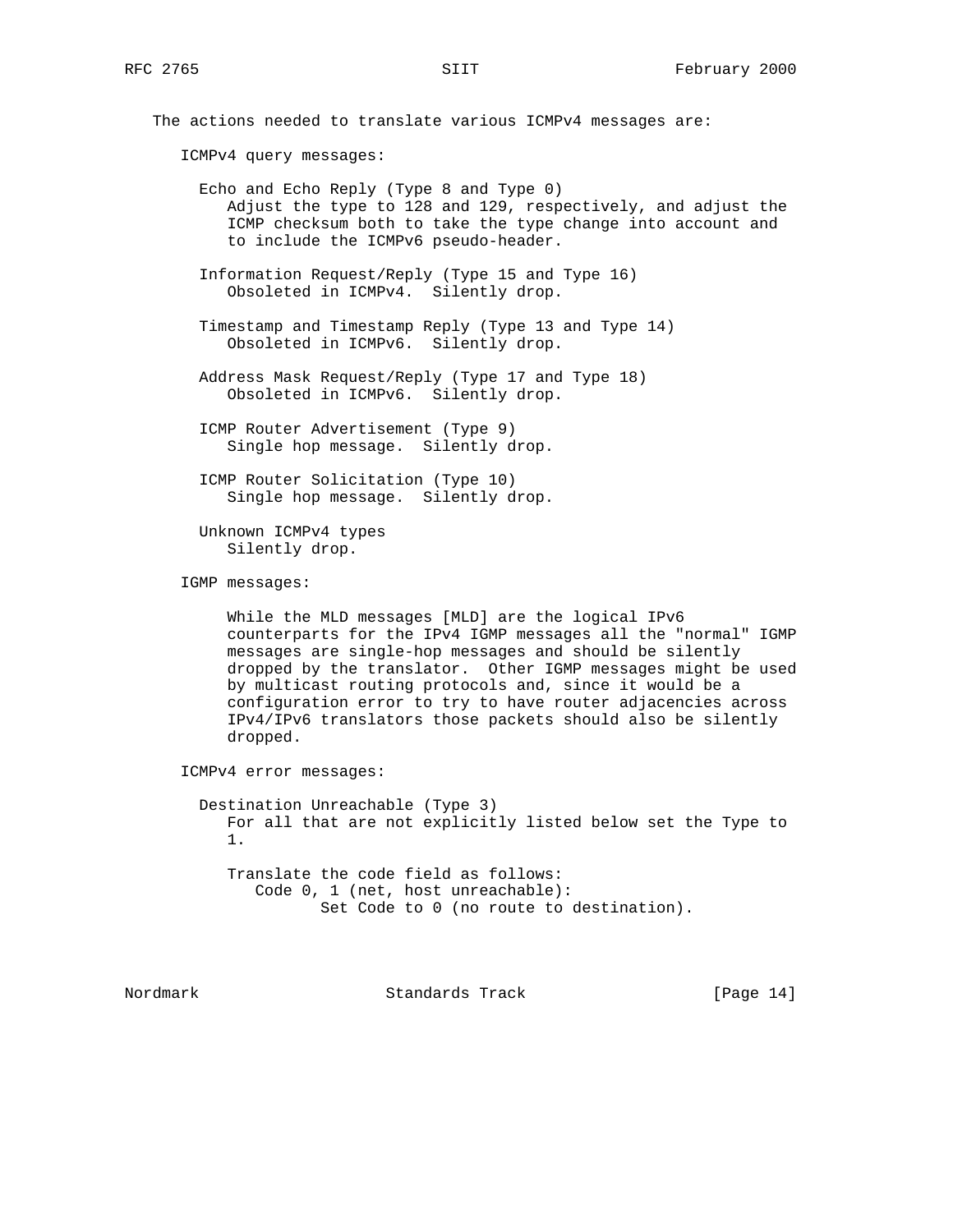The actions needed to translate various ICMPv4 messages are:

ICMPv4 query messages:

Echo and Echo Reply (Type 8 and Type 0)
Adjust the type to 128 and 129, respectively, and adjust the ICMP checksum both to take the type change into account and to include the ICMPv6 pseudo-header.

Information Request/Reply (Type 15 and Type 16)
Obsoleted in ICMPv4. Silently drop.

Timestamp and Timestamp Reply (Type 13 and Type 14)
Obsoleted in ICMPv6. Silently drop.

Address Mask Request/Reply (Type 17 and Type 18)
Obsoleted in ICMPv6. Silently drop.

ICMP Router Advertisement (Type 9)
Single hop message. Silently drop.

ICMP Router Solicitation (Type 10)
Single hop message. Silently drop.

Unknown ICMPv4 types
Silently drop.

IGMP messages:

While the MLD messages [MLD] are the logical IPv6 counterparts for the IPv4 IGMP messages all the "normal" IGMP messages are single-hop messages and should be silently dropped by the translator. Other IGMP messages might be used by multicast routing protocols and, since it would be a configuration error to try to have router adjacencies across IPv4/IPv6 translators those packets should also be silently dropped.

ICMPv4 error messages:

Destination Unreachable (Type 3)
For all that are not explicitly listed below set the Type to 1.

Translate the code field as follows:
Code 0, 1 (net, host unreachable):
Set Code to 0 (no route to destination).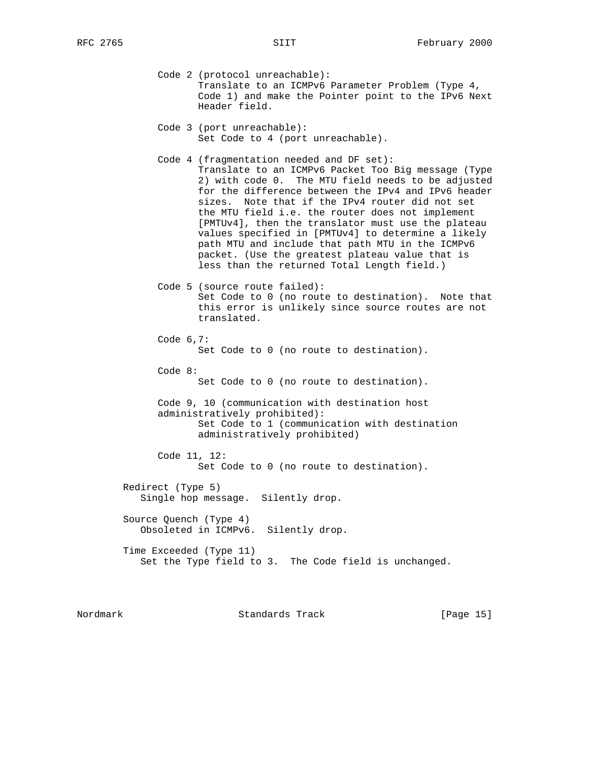Code 2 (protocol unreachable):
Translate to an ICMPv6 Parameter Problem (Type 4, Code 1) and make the Pointer point to the IPv6 Next Header field.

Code 3 (port unreachable):
Set Code to 4 (port unreachable).

Code 4 (fragmentation needed and DF set):
Translate to an ICMPv6 Packet Too Big message (Type 2) with code 0. The MTU field needs to be adjusted for the difference between the IPv4 and IPv6 header sizes. Note that if the IPv4 router did not set the MTU field i.e. the router does not implement [PMTUv4], then the translator must use the plateau values specified in [PMTUv4] to determine a likely path MTU and include that path MTU in the ICMPv6 packet. (Use the greatest plateau value that is less than the returned Total Length field.)

Code 5 (source route failed):
Set Code to 0 (no route to destination). Note that this error is unlikely since source routes are not translated.

Code 6,7:
Set Code to 0 (no route to destination).

Code 8:
Set Code to 0 (no route to destination).

Code 9, 10 (communication with destination host administratively prohibited):
Set Code to 1 (communication with destination administratively prohibited)

Code 11, 12:
Set Code to 0 (no route to destination).

Redirect (Type 5)
Single hop message. Silently drop.

Source Quench (Type 4)
Obsoleted in ICMPv6. Silently drop.

Time Exceeded (Type 11)
Set the Type field to 3. The Code field is unchanged.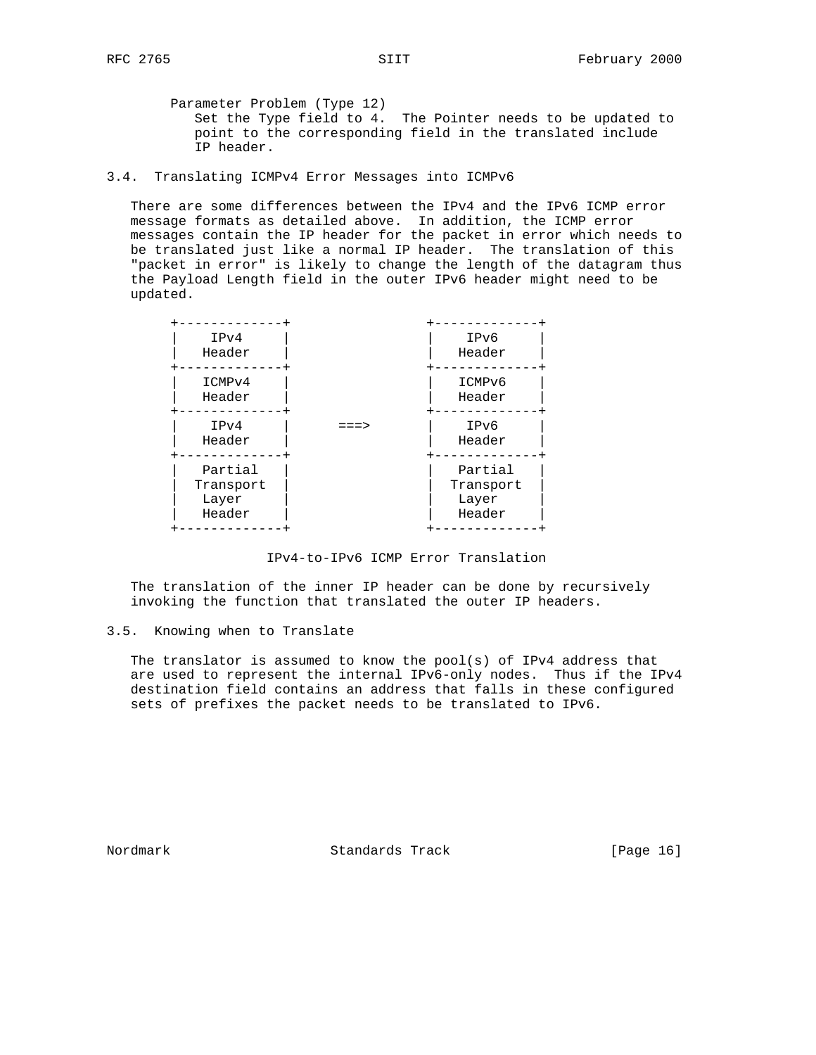Parameter Problem (Type 12)
Set the Type field to 4. The Pointer needs to be updated to point to the corresponding field in the translated include IP header.

## 3.4. Translating ICMPv4 Error Messages into ICMPv6

There are some differences between the IPv4 and the IPv6 ICMP error message formats as detailed above. In addition, the ICMP error messages contain the IP header for the packet in error which needs to be translated just like a normal IP header. The translation of this "packet in error" is likely to change the length of the datagram thus the Payload Length field in the outer IPv6 header might need to be updated.

```
+-------------+                 +-------------+
|    IPv4     |                 |    IPv6     |
|   Header    |                 |   Header    |
+-------------+                 +-------------+
|   ICMPv4    |                 |   ICMPv6    |
|   Header    |                 |   Header    |
+-------------+                 +-------------+
|    IPv4     |      ===>       |    IPv6     |
|   Header    |                 |   Header    |
+-------------+                 +-------------+
|   Partial   |                 |   Partial   |
|  Transport  |                 |  Transport  |
|   Layer     |                 |   Layer     |
|   Header    |                 |   Header    |
+-------------+                 +-------------+
```

IPv4-to-IPv6 ICMP Error Translation

The translation of the inner IP header can be done by recursively invoking the function that translated the outer IP headers.

## 3.5. Knowing when to Translate

The translator is assumed to know the pool(s) of IPv4 address that are used to represent the internal IPv6-only nodes. Thus if the IPv4 destination field contains an address that falls in these configured sets of prefixes the packet needs to be translated to IPv6.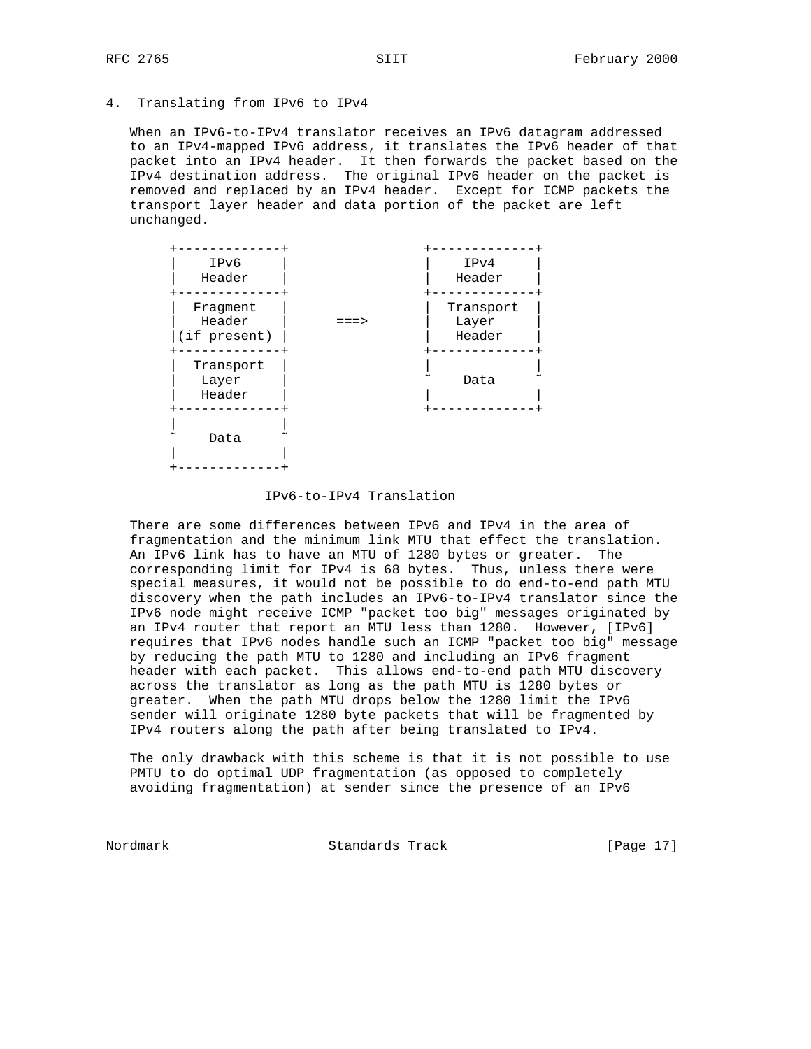## 4. Translating from IPv6 to IPv4

When an IPv6-to-IPv4 translator receives an IPv6 datagram addressed to an IPv4-mapped IPv6 address, it translates the IPv6 header of that packet into an IPv4 header. It then forwards the packet based on the IPv4 destination address. The original IPv6 header on the packet is removed and replaced by an IPv4 header. Except for ICMP packets the transport layer header and data portion of the packet are left unchanged.

```
     +-------------+                 +-------------+
     |    IPv6     |                 |    IPv4     |
     |   Header    |                 |   Header    |
     +-------------+                 +-------------+
     |  Fragment   |                 |  Transport  |
     |   Header    |      ===>       |    Layer    |
     |(if present) |                 |   Header    |
     +-------------+                 +-------------+
     |  Transport  |                 |             |
     |    Layer    |                 ~    Data     ~
     |   Header    |                 |             |
     +-------------+                 +-------------+
     |             |
     ~    Data     ~
     |             |
     +-------------+
```

IPv6-to-IPv4 Translation

There are some differences between IPv6 and IPv4 in the area of fragmentation and the minimum link MTU that effect the translation. An IPv6 link has to have an MTU of 1280 bytes or greater. The corresponding limit for IPv4 is 68 bytes. Thus, unless there were special measures, it would not be possible to do end-to-end path MTU discovery when the path includes an IPv6-to-IPv4 translator since the IPv6 node might receive ICMP "packet too big" messages originated by an IPv4 router that report an MTU less than 1280. However, [IPv6] requires that IPv6 nodes handle such an ICMP "packet too big" message by reducing the path MTU to 1280 and including an IPv6 fragment header with each packet. This allows end-to-end path MTU discovery across the translator as long as the path MTU is 1280 bytes or greater. When the path MTU drops below the 1280 limit the IPv6 sender will originate 1280 byte packets that will be fragmented by IPv4 routers along the path after being translated to IPv4.

The only drawback with this scheme is that it is not possible to use PMTU to do optimal UDP fragmentation (as opposed to completely avoiding fragmentation) at sender since the presence of an IPv6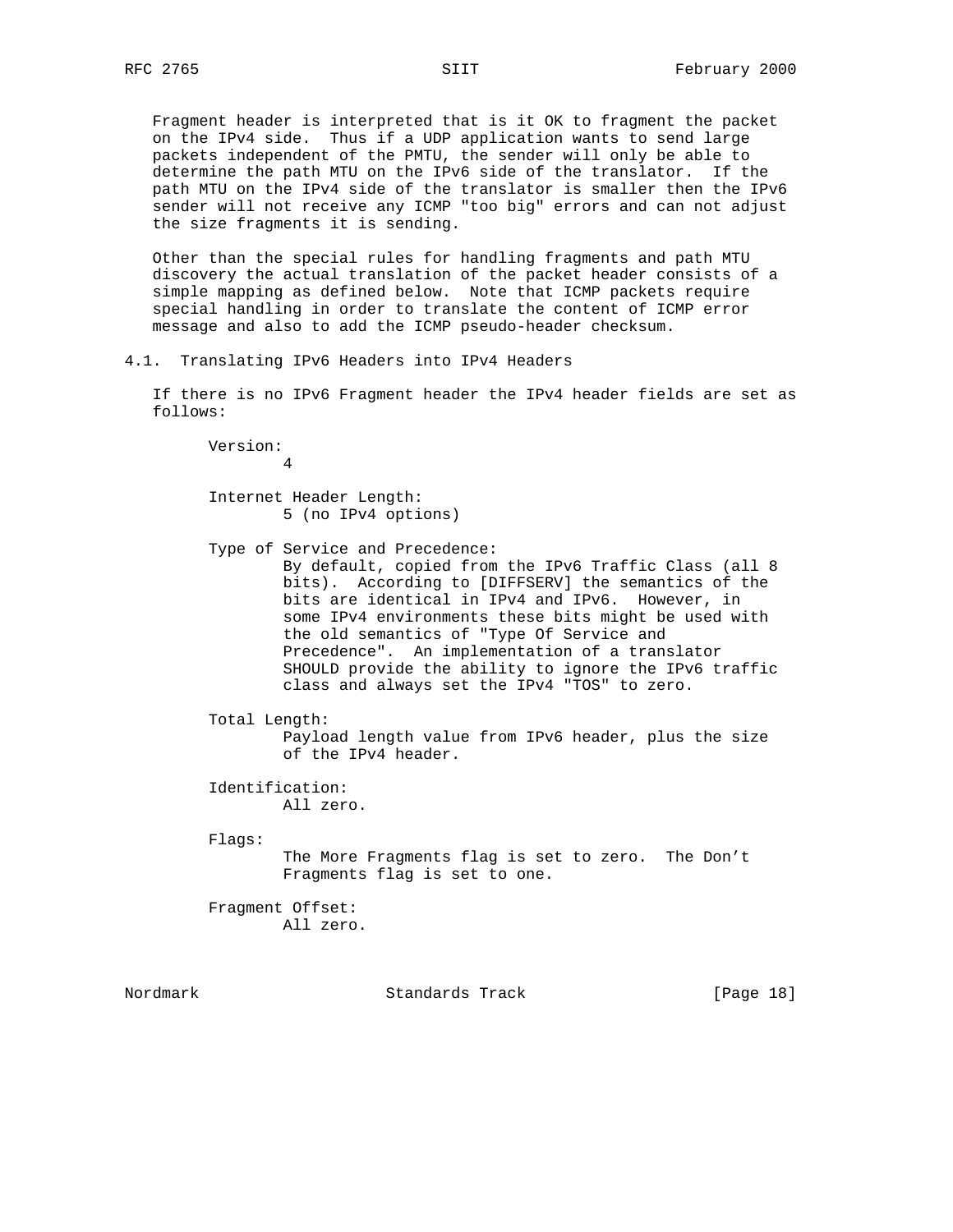Fragment header is interpreted that is it OK to fragment the packet on the IPv4 side. Thus if a UDP application wants to send large packets independent of the PMTU, the sender will only be able to determine the path MTU on the IPv6 side of the translator. If the path MTU on the IPv4 side of the translator is smaller then the IPv6 sender will not receive any ICMP "too big" errors and can not adjust the size fragments it is sending.

Other than the special rules for handling fragments and path MTU discovery the actual translation of the packet header consists of a simple mapping as defined below. Note that ICMP packets require special handling in order to translate the content of ICMP error message and also to add the ICMP pseudo-header checksum.

## 4.1. Translating IPv6 Headers into IPv4 Headers

If there is no IPv6 Fragment header the IPv4 header fields are set as follows:

Version:
4

Internet Header Length:
5 (no IPv4 options)

Type of Service and Precedence:
By default, copied from the IPv6 Traffic Class (all 8 bits). According to [DIFFSERV] the semantics of the bits are identical in IPv4 and IPv6. However, in some IPv4 environments these bits might be used with the old semantics of "Type Of Service and Precedence". An implementation of a translator SHOULD provide the ability to ignore the IPv6 traffic class and always set the IPv4 "TOS" to zero.

Total Length:
Payload length value from IPv6 header, plus the size of the IPv4 header.

Identification:
All zero.

Flags:
The More Fragments flag is set to zero. The Don't Fragments flag is set to one.

Fragment Offset:
All zero.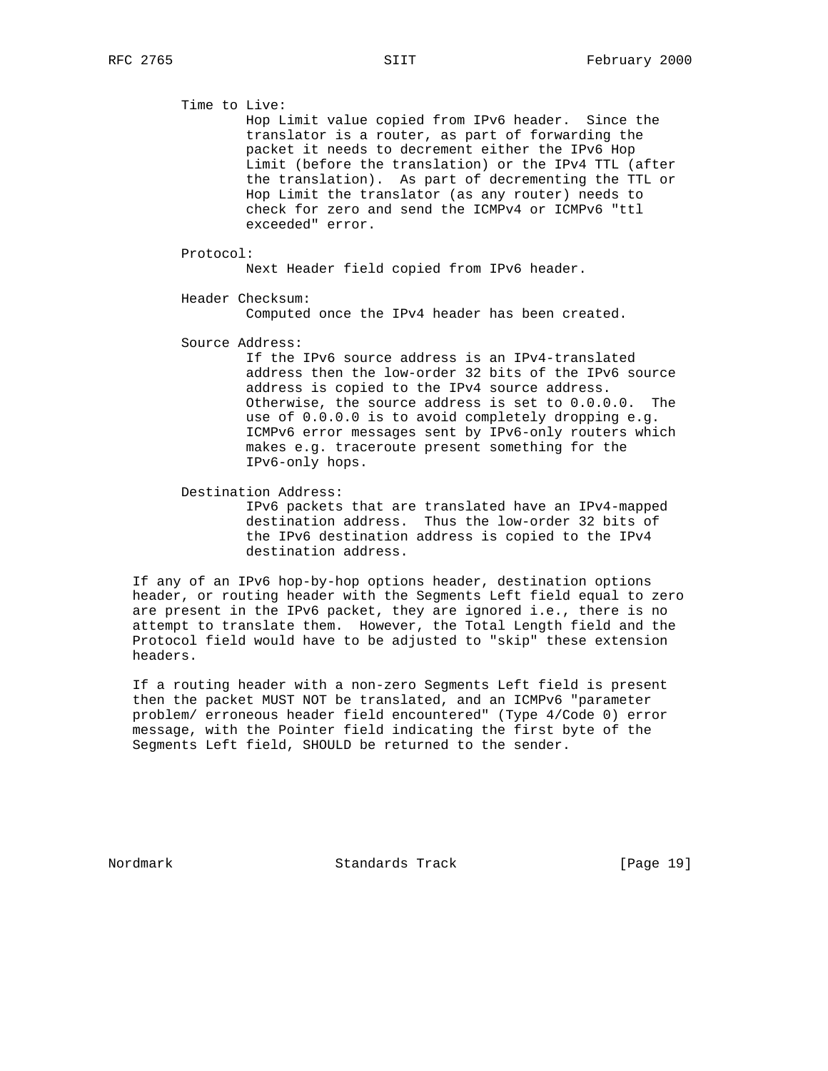Time to Live:

Hop Limit value copied from IPv6 header. Since the translator is a router, as part of forwarding the packet it needs to decrement either the IPv6 Hop Limit (before the translation) or the IPv4 TTL (after the translation). As part of decrementing the TTL or Hop Limit the translator (as any router) needs to check for zero and send the ICMPv4 or ICMPv6 "ttl exceeded" error.

Protocol:

Next Header field copied from IPv6 header.

Header Checksum:

Computed once the IPv4 header has been created.

Source Address:

If the IPv6 source address is an IPv4-translated address then the low-order 32 bits of the IPv6 source address is copied to the IPv4 source address. Otherwise, the source address is set to 0.0.0.0. The use of 0.0.0.0 is to avoid completely dropping e.g. ICMPv6 error messages sent by IPv6-only routers which makes e.g. traceroute present something for the IPv6-only hops.

Destination Address:

IPv6 packets that are translated have an IPv4-mapped destination address. Thus the low-order 32 bits of the IPv6 destination address is copied to the IPv4 destination address.

If any of an IPv6 hop-by-hop options header, destination options header, or routing header with the Segments Left field equal to zero are present in the IPv6 packet, they are ignored i.e., there is no attempt to translate them. However, the Total Length field and the Protocol field would have to be adjusted to "skip" these extension headers.

If a routing header with a non-zero Segments Left field is present then the packet MUST NOT be translated, and an ICMPv6 "parameter problem/ erroneous header field encountered" (Type 4/Code 0) error message, with the Pointer field indicating the first byte of the Segments Left field, SHOULD be returned to the sender.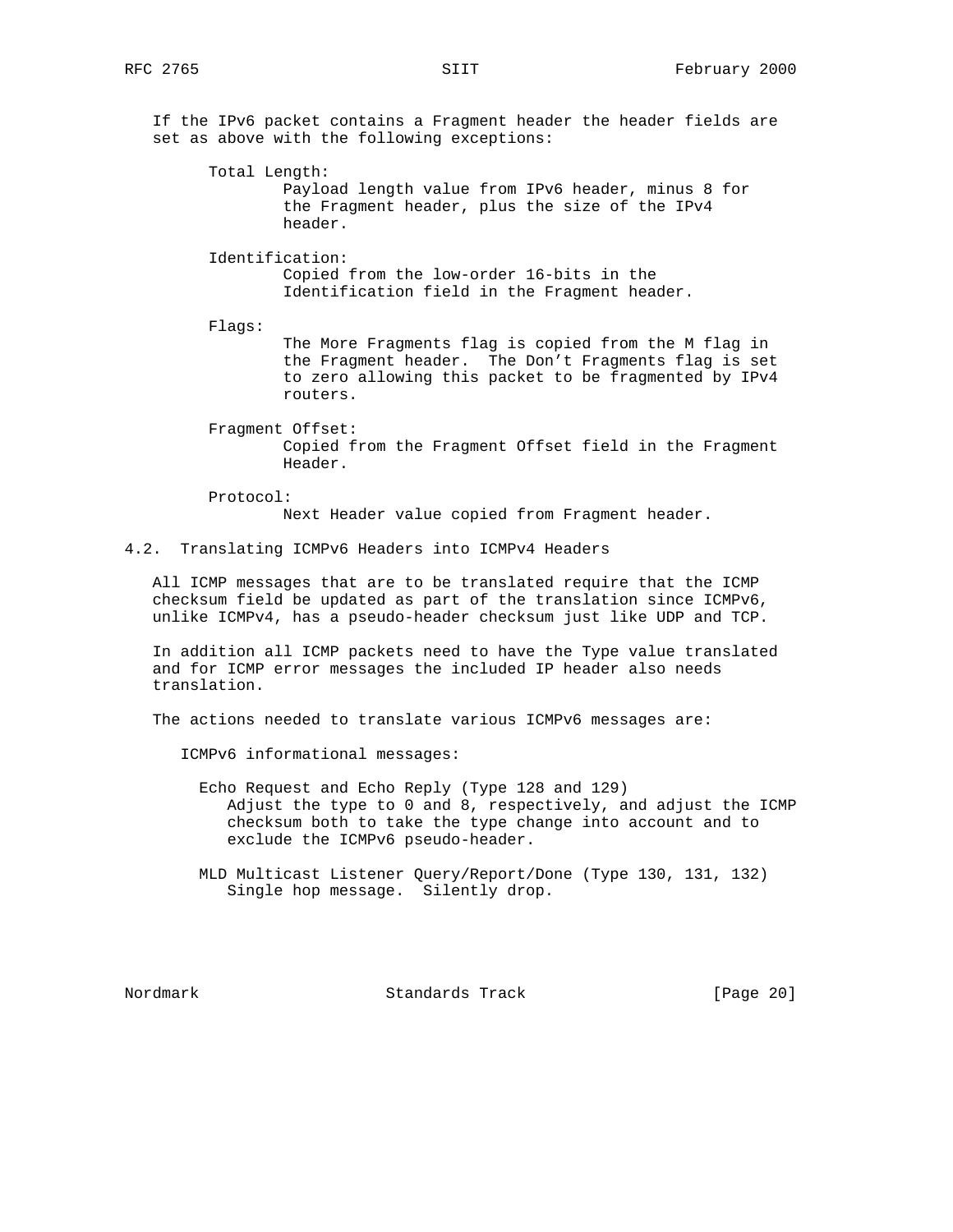If the IPv6 packet contains a Fragment header the header fields are set as above with the following exceptions:

Total Length:
Payload length value from IPv6 header, minus 8 for the Fragment header, plus the size of the IPv4 header.

Identification:
Copied from the low-order 16-bits in the Identification field in the Fragment header.

Flags:
The More Fragments flag is copied from the M flag in the Fragment header. The Don't Fragments flag is set to zero allowing this packet to be fragmented by IPv4 routers.

Fragment Offset:
Copied from the Fragment Offset field in the Fragment Header.

Protocol:
Next Header value copied from Fragment header.

## 4.2. Translating ICMPv6 Headers into ICMPv4 Headers

All ICMP messages that are to be translated require that the ICMP checksum field be updated as part of the translation since ICMPv6, unlike ICMPv4, has a pseudo-header checksum just like UDP and TCP.

In addition all ICMP packets need to have the Type value translated and for ICMP error messages the included IP header also needs translation.

The actions needed to translate various ICMPv6 messages are:

ICMPv6 informational messages:

Echo Request and Echo Reply (Type 128 and 129)
Adjust the type to 0 and 8, respectively, and adjust the ICMP checksum both to take the type change into account and to exclude the ICMPv6 pseudo-header.

MLD Multicast Listener Query/Report/Done (Type 130, 131, 132)
Single hop message. Silently drop.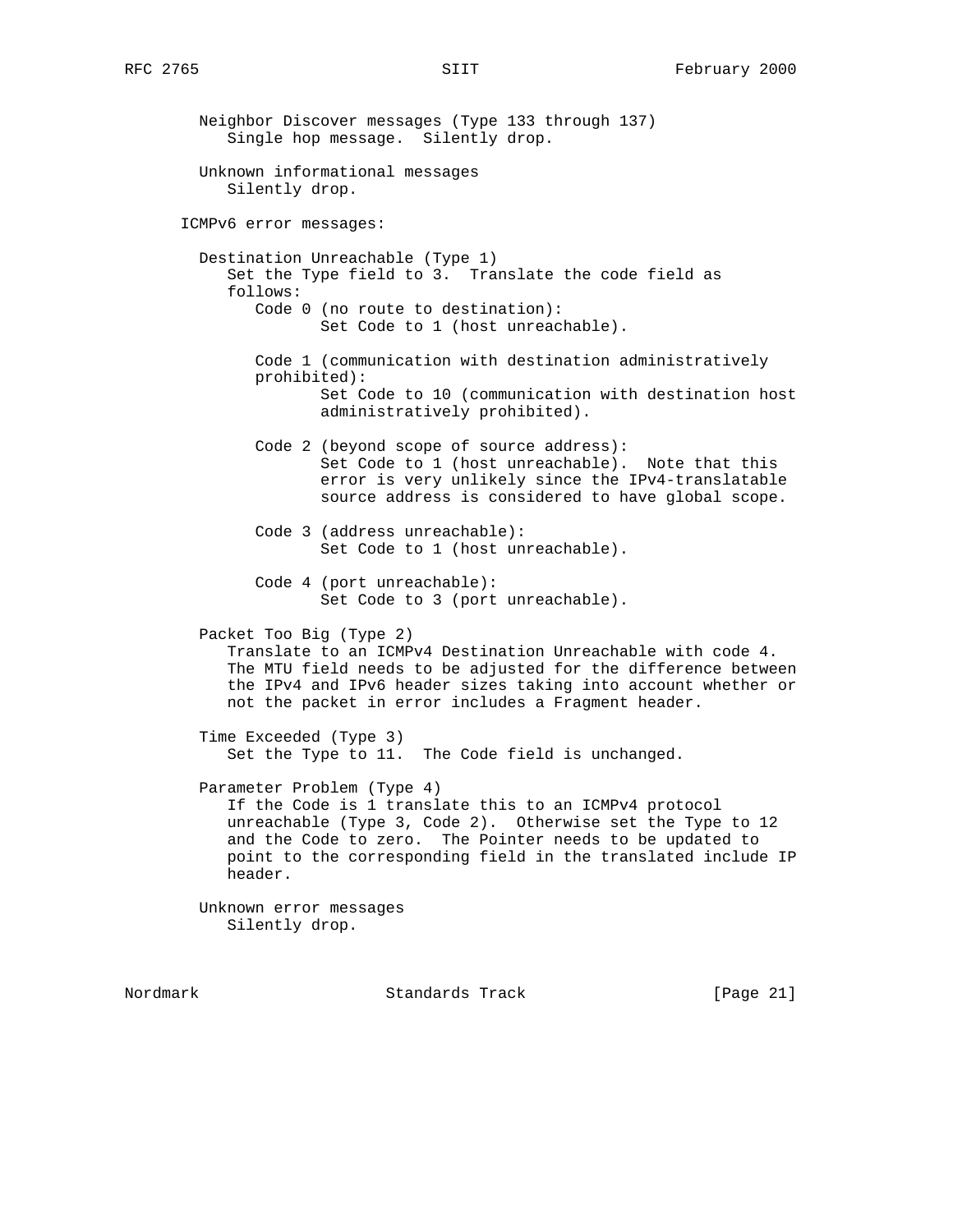Neighbor Discover messages (Type 133 through 137)
Single hop message. Silently drop.

Unknown informational messages
Silently drop.

ICMPv6 error messages:

Destination Unreachable (Type 1)
Set the Type field to 3. Translate the code field as follows:

- Code 0 (no route to destination):
  Set Code to 1 (host unreachable).

- Code 1 (communication with destination administratively prohibited):
  Set Code to 10 (communication with destination host administratively prohibited).

- Code 2 (beyond scope of source address):
  Set Code to 1 (host unreachable). Note that this error is very unlikely since the IPv4-translatable source address is considered to have global scope.

- Code 3 (address unreachable):
  Set Code to 1 (host unreachable).

- Code 4 (port unreachable):
  Set Code to 3 (port unreachable).

Packet Too Big (Type 2)
Translate to an ICMPv4 Destination Unreachable with code 4. The MTU field needs to be adjusted for the difference between the IPv4 and IPv6 header sizes taking into account whether or not the packet in error includes a Fragment header.

Time Exceeded (Type 3)
Set the Type to 11. The Code field is unchanged.

Parameter Problem (Type 4)
If the Code is 1 translate this to an ICMPv4 protocol unreachable (Type 3, Code 2). Otherwise set the Type to 12 and the Code to zero. The Pointer needs to be updated to point to the corresponding field in the translated include IP header.

Unknown error messages
Silently drop.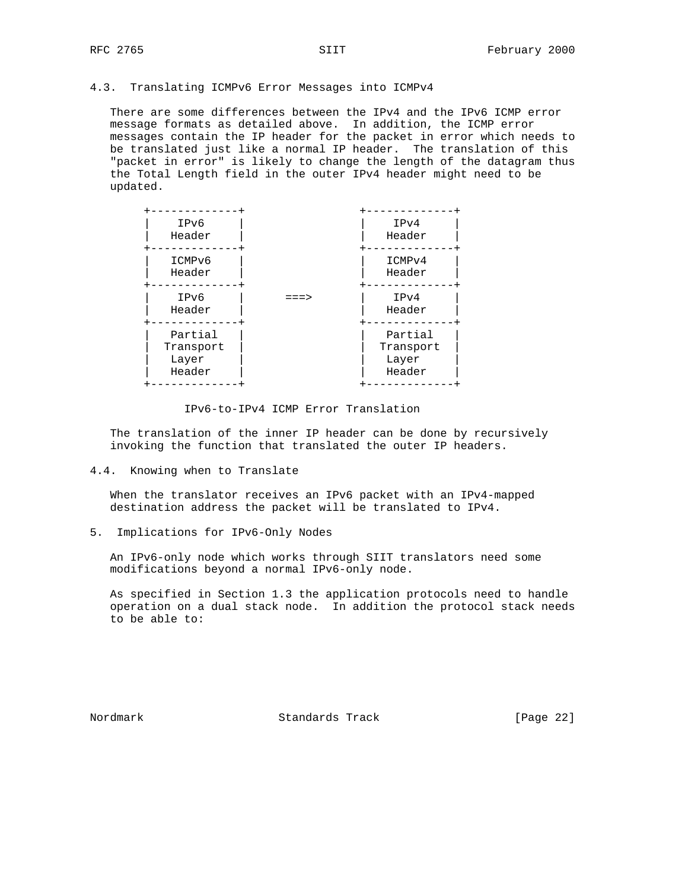### 4.3. Translating ICMPv6 Error Messages into ICMPv4

There are some differences between the IPv4 and the IPv6 ICMP error message formats as detailed above. In addition, the ICMP error messages contain the IP header for the packet in error which needs to be translated just like a normal IP header. The translation of this "packet in error" is likely to change the length of the datagram thus the Total Length field in the outer IPv4 header might need to be updated.

```
+-------------+                 +-------------+
|    IPv6     |                 |    IPv4     |
|   Header    |                 |   Header    |
+-------------+                 +-------------+
|   ICMPv6    |                 |   ICMPv4    |
|   Header    |                 |   Header    |
+-------------+                 +-------------+
|    IPv6     |      ===>       |    IPv4     |
|   Header    |                 |   Header    |
+-------------+                 +-------------+
|   Partial   |                 |   Partial   |
|  Transport  |                 |  Transport  |
|    Layer    |                 |    Layer    |
|   Header    |                 |   Header    |
+-------------+                 +-------------+
```

IPv6-to-IPv4 ICMP Error Translation

The translation of the inner IP header can be done by recursively invoking the function that translated the outer IP headers.

### 4.4. Knowing when to Translate

When the translator receives an IPv6 packet with an IPv4-mapped destination address the packet will be translated to IPv4.

## 5. Implications for IPv6-Only Nodes

An IPv6-only node which works through SIIT translators need some modifications beyond a normal IPv6-only node.

As specified in Section 1.3 the application protocols need to handle operation on a dual stack node. In addition the protocol stack needs to be able to: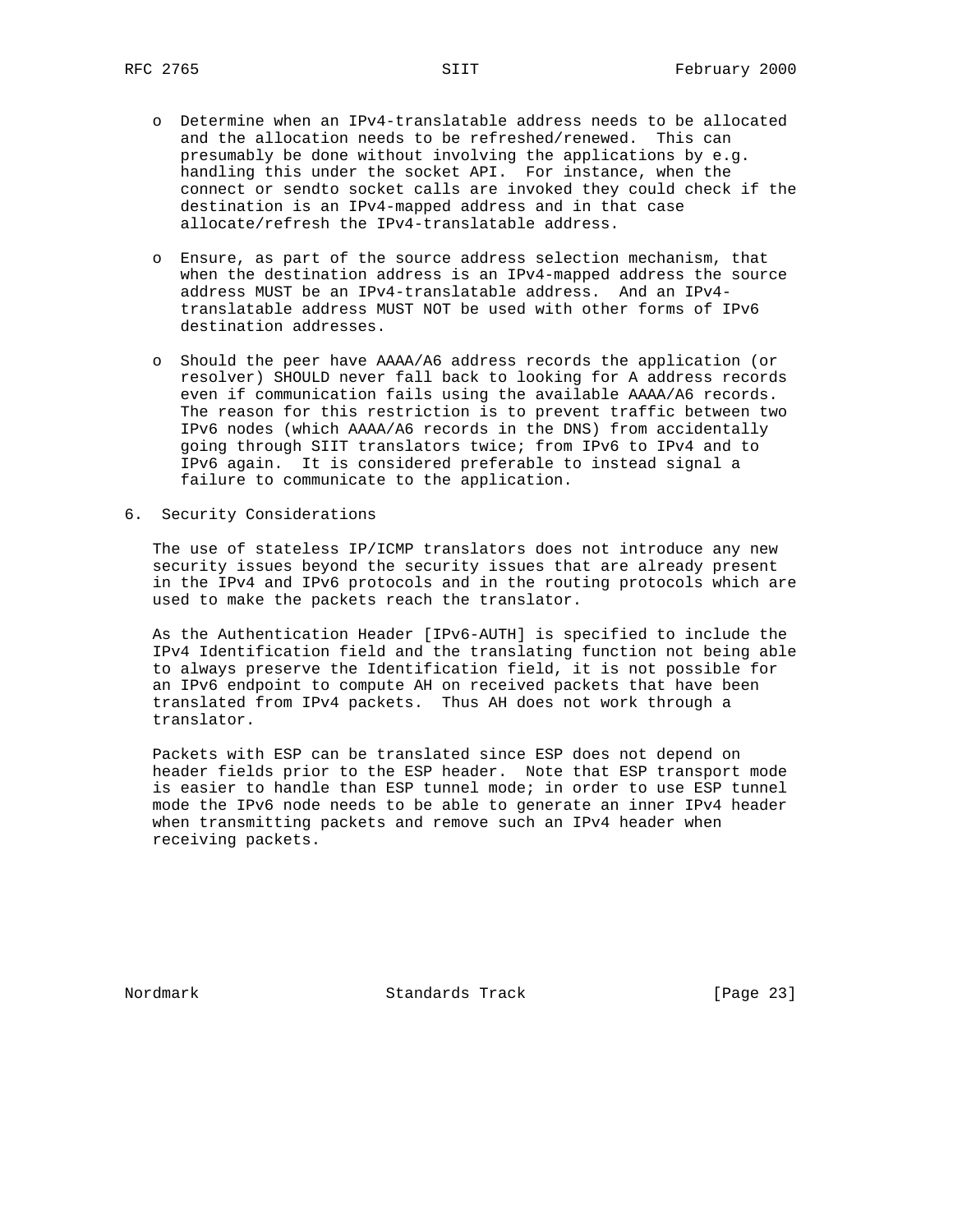- Determine when an IPv4-translatable address needs to be allocated and the allocation needs to be refreshed/renewed. This can presumably be done without involving the applications by e.g. handling this under the socket API. For instance, when the connect or sendto socket calls are invoked they could check if the destination is an IPv4-mapped address and in that case allocate/refresh the IPv4-translatable address.

- Ensure, as part of the source address selection mechanism, that when the destination address is an IPv4-mapped address the source address MUST be an IPv4-translatable address. And an IPv4-translatable address MUST NOT be used with other forms of IPv6 destination addresses.

- Should the peer have AAAA/A6 address records the application (or resolver) SHOULD never fall back to looking for A address records even if communication fails using the available AAAA/A6 records. The reason for this restriction is to prevent traffic between two IPv6 nodes (which AAAA/A6 records in the DNS) from accidentally going through SIIT translators twice; from IPv6 to IPv4 and to IPv6 again. It is considered preferable to instead signal a failure to communicate to the application.

## 6. Security Considerations

The use of stateless IP/ICMP translators does not introduce any new security issues beyond the security issues that are already present in the IPv4 and IPv6 protocols and in the routing protocols which are used to make the packets reach the translator.

As the Authentication Header [IPv6-AUTH] is specified to include the IPv4 Identification field and the translating function not being able to always preserve the Identification field, it is not possible for an IPv6 endpoint to compute AH on received packets that have been translated from IPv4 packets. Thus AH does not work through a translator.

Packets with ESP can be translated since ESP does not depend on header fields prior to the ESP header. Note that ESP transport mode is easier to handle than ESP tunnel mode; in order to use ESP tunnel mode the IPv6 node needs to be able to generate an inner IPv4 header when transmitting packets and remove such an IPv4 header when receiving packets.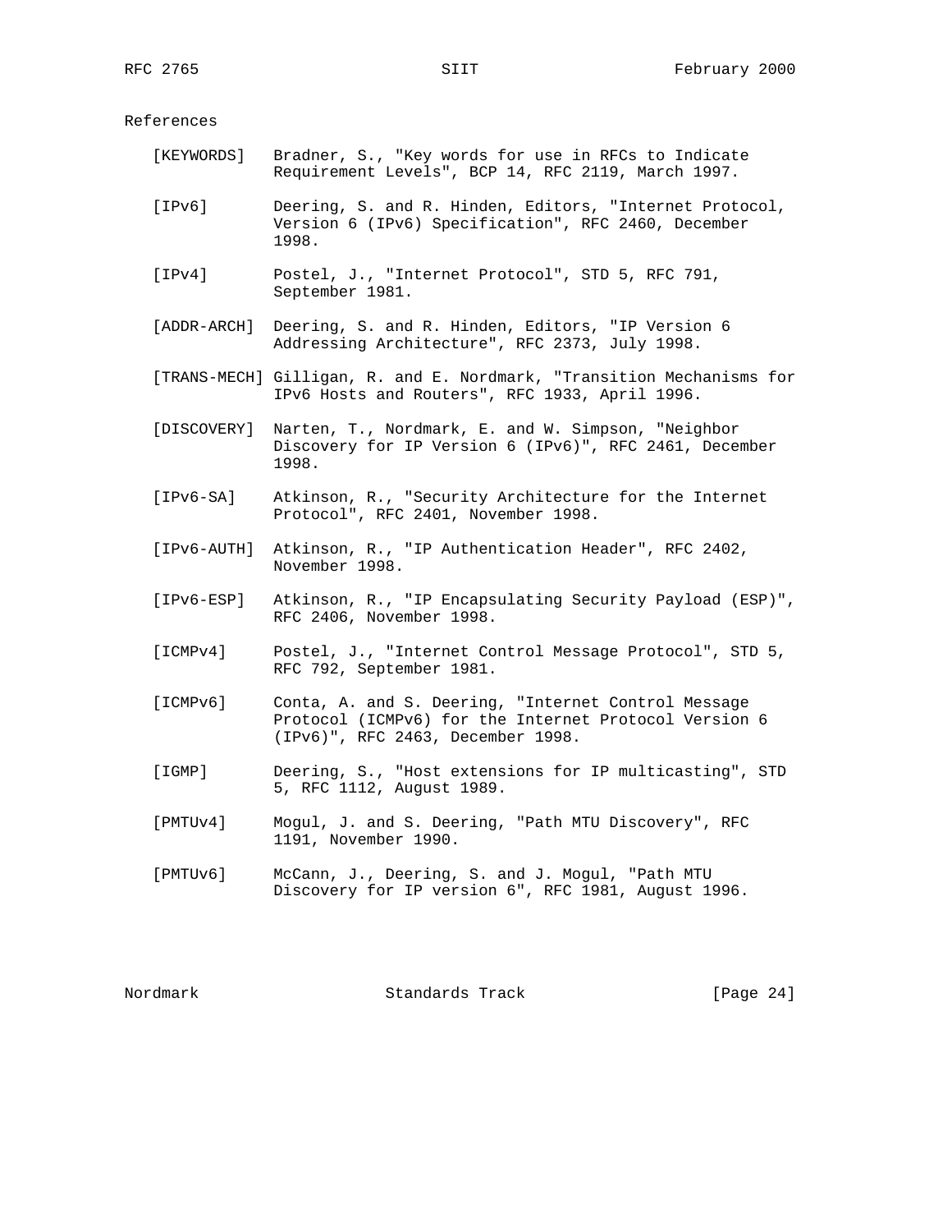# References

[KEYWORDS] Bradner, S., "Key words for use in RFCs to Indicate Requirement Levels", BCP 14, RFC 2119, March 1997.

[IPv6] Deering, S. and R. Hinden, Editors, "Internet Protocol, Version 6 (IPv6) Specification", RFC 2460, December 1998.

[IPv4] Postel, J., "Internet Protocol", STD 5, RFC 791, September 1981.

[ADDR-ARCH] Deering, S. and R. Hinden, Editors, "IP Version 6 Addressing Architecture", RFC 2373, July 1998.

[TRANS-MECH] Gilligan, R. and E. Nordmark, "Transition Mechanisms for IPv6 Hosts and Routers", RFC 1933, April 1996.

[DISCOVERY] Narten, T., Nordmark, E. and W. Simpson, "Neighbor Discovery for IP Version 6 (IPv6)", RFC 2461, December 1998.

[IPv6-SA] Atkinson, R., "Security Architecture for the Internet Protocol", RFC 2401, November 1998.

[IPv6-AUTH] Atkinson, R., "IP Authentication Header", RFC 2402, November 1998.

[IPv6-ESP] Atkinson, R., "IP Encapsulating Security Payload (ESP)", RFC 2406, November 1998.

[ICMPv4] Postel, J., "Internet Control Message Protocol", STD 5, RFC 792, September 1981.

[ICMPv6] Conta, A. and S. Deering, "Internet Control Message Protocol (ICMPv6) for the Internet Protocol Version 6 (IPv6)", RFC 2463, December 1998.

[IGMP] Deering, S., "Host extensions for IP multicasting", STD 5, RFC 1112, August 1989.

[PMTUv4] Mogul, J. and S. Deering, "Path MTU Discovery", RFC 1191, November 1990.

[PMTUv6] McCann, J., Deering, S. and J. Mogul, "Path MTU Discovery for IP version 6", RFC 1981, August 1996.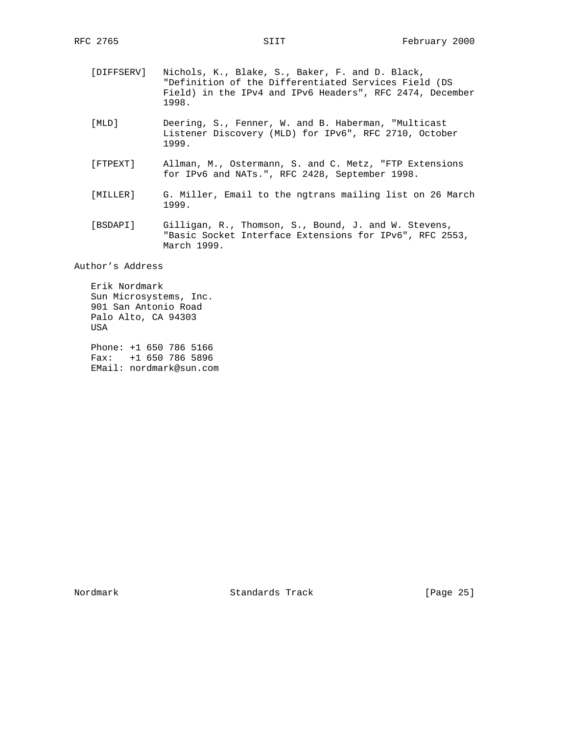[DIFFSERV] Nichols, K., Blake, S., Baker, F. and D. Black, "Definition of the Differentiated Services Field (DS Field) in the IPv4 and IPv6 Headers", RFC 2474, December 1998.

[MLD] Deering, S., Fenner, W. and B. Haberman, "Multicast Listener Discovery (MLD) for IPv6", RFC 2710, October 1999.

[FTPEXT] Allman, M., Ostermann, S. and C. Metz, "FTP Extensions for IPv6 and NATs.", RFC 2428, September 1998.

[MILLER] G. Miller, Email to the ngtrans mailing list on 26 March 1999.

[BSDAPI] Gilligan, R., Thomson, S., Bound, J. and W. Stevens, "Basic Socket Interface Extensions for IPv6", RFC 2553, March 1999.

## Author's Address

Erik Nordmark
Sun Microsystems, Inc.
901 San Antonio Road
Palo Alto, CA 94303
USA

Phone: +1 650 786 5166
Fax: +1 650 786 5896
EMail: nordmark@sun.com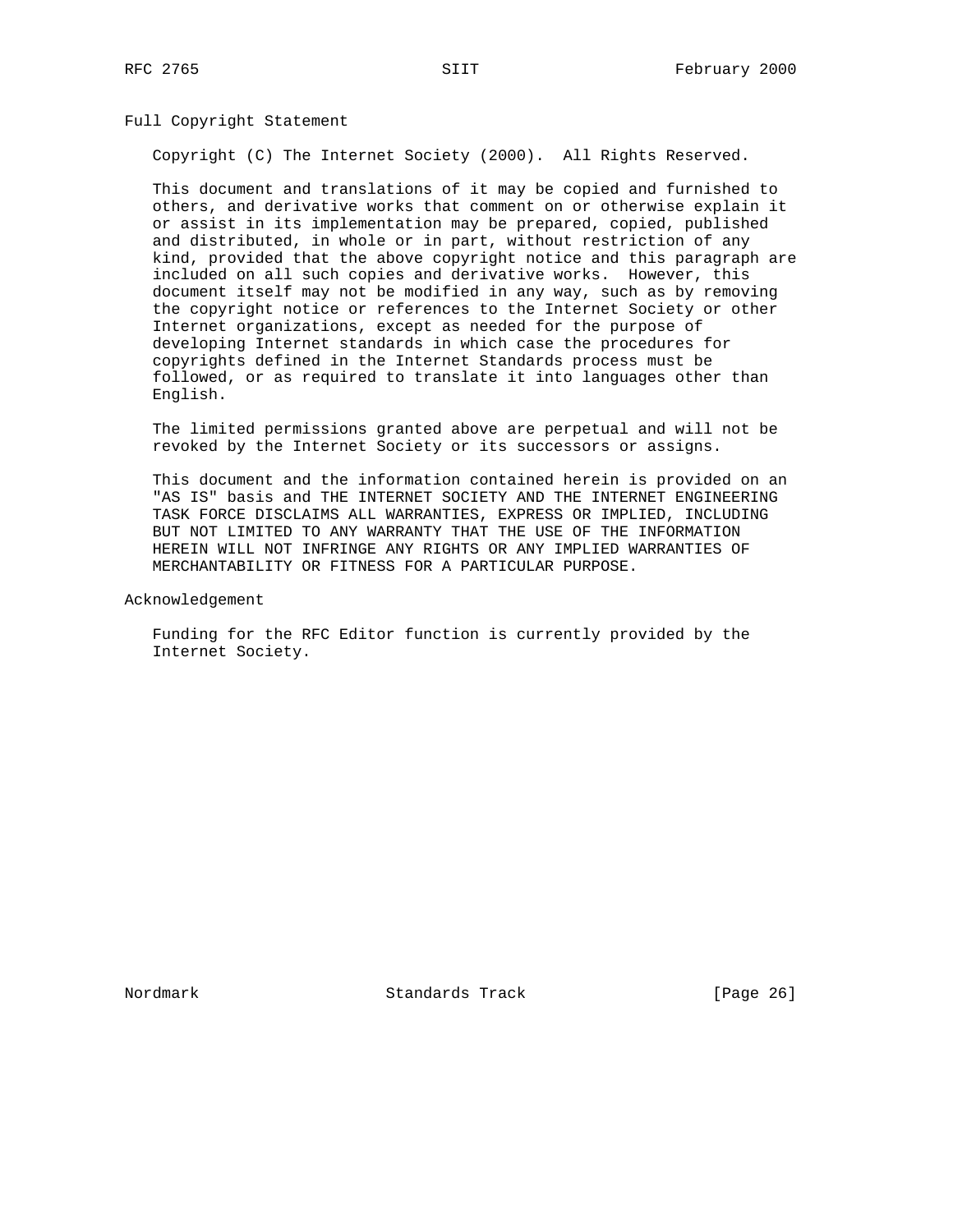## Full Copyright Statement

Copyright (C) The Internet Society (2000). All Rights Reserved.

This document and translations of it may be copied and furnished to others, and derivative works that comment on or otherwise explain it or assist in its implementation may be prepared, copied, published and distributed, in whole or in part, without restriction of any kind, provided that the above copyright notice and this paragraph are included on all such copies and derivative works. However, this document itself may not be modified in any way, such as by removing the copyright notice or references to the Internet Society or other Internet organizations, except as needed for the purpose of developing Internet standards in which case the procedures for copyrights defined in the Internet Standards process must be followed, or as required to translate it into languages other than English.

The limited permissions granted above are perpetual and will not be revoked by the Internet Society or its successors or assigns.

This document and the information contained herein is provided on an "AS IS" basis and THE INTERNET SOCIETY AND THE INTERNET ENGINEERING TASK FORCE DISCLAIMS ALL WARRANTIES, EXPRESS OR IMPLIED, INCLUDING BUT NOT LIMITED TO ANY WARRANTY THAT THE USE OF THE INFORMATION HEREIN WILL NOT INFRINGE ANY RIGHTS OR ANY IMPLIED WARRANTIES OF MERCHANTABILITY OR FITNESS FOR A PARTICULAR PURPOSE.

## Acknowledgement

Funding for the RFC Editor function is currently provided by the Internet Society.